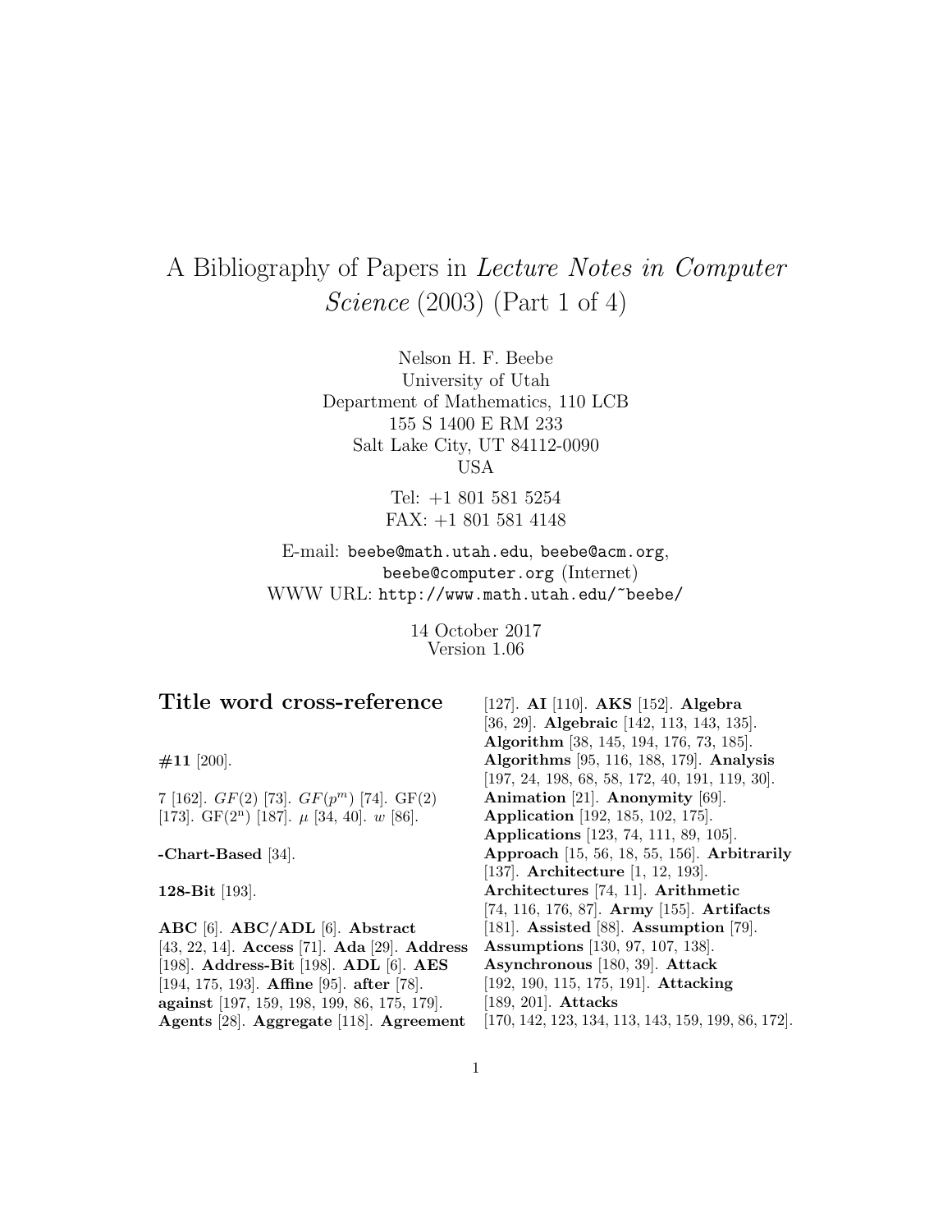# A Bibliography of Papers in *Lecture Notes in Computer Science* (2003) (Part 1 of 4)

Nelson H. F. Beebe
University of Utah
Department of Mathematics, 110 LCB
155 S 1400 E RM 233
Salt Lake City, UT 84112-0090
USA

Tel: +1 801 581 5254
FAX: +1 801 581 4148

E-mail: `beebe@math.utah.edu`, `beebe@acm.org`, `beebe@computer.org` (Internet)
WWW URL: `http://www.math.utah.edu/~beebe/`

14 October 2017
Version 1.06

## Title word cross-reference

**#11** [200].

7 [162]. $GF(2)$ [73]. $GF(p^m)$ [74]. GF(2) [173]. GF($2^n$) [187]. $\mu$ [34, 40]. $w$ [86].

**-Chart-Based** [34].

**128-Bit** [193].

**ABC** [6]. **ABC/ADL** [6]. **Abstract** [43, 22, 14]. **Access** [71]. **Ada** [29]. **Address** [198]. **Address-Bit** [198]. **ADL** [6]. **AES** [194, 175, 193]. **Affine** [95]. **after** [78]. **against** [197, 159, 198, 199, 86, 175, 179]. **Agents** [28]. **Aggregate** [118]. **Agreement** [127]. **AI** [110]. **AKS** [152]. **Algebra** [36, 29]. **Algebraic** [142, 113, 143, 135]. **Algorithm** [38, 145, 194, 176, 73, 185]. **Algorithms** [95, 116, 188, 179]. **Analysis** [197, 24, 198, 68, 58, 172, 40, 191, 119, 30]. **Animation** [21]. **Anonymity** [69]. **Application** [192, 185, 102, 175]. **Applications** [123, 74, 111, 89, 105]. **Approach** [15, 56, 18, 55, 156]. **Arbitrarily** [137]. **Architecture** [1, 12, 193]. **Architectures** [74, 11]. **Arithmetic** [74, 116, 176, 87]. **Army** [155]. **Artifacts** [181]. **Assisted** [88]. **Assumption** [79]. **Assumptions** [130, 97, 107, 138]. **Asynchronous** [180, 39]. **Attack** [192, 190, 115, 175, 191]. **Attacking** [189, 201]. **Attacks** [170, 142, 123, 134, 113, 143, 159, 199, 86, 172].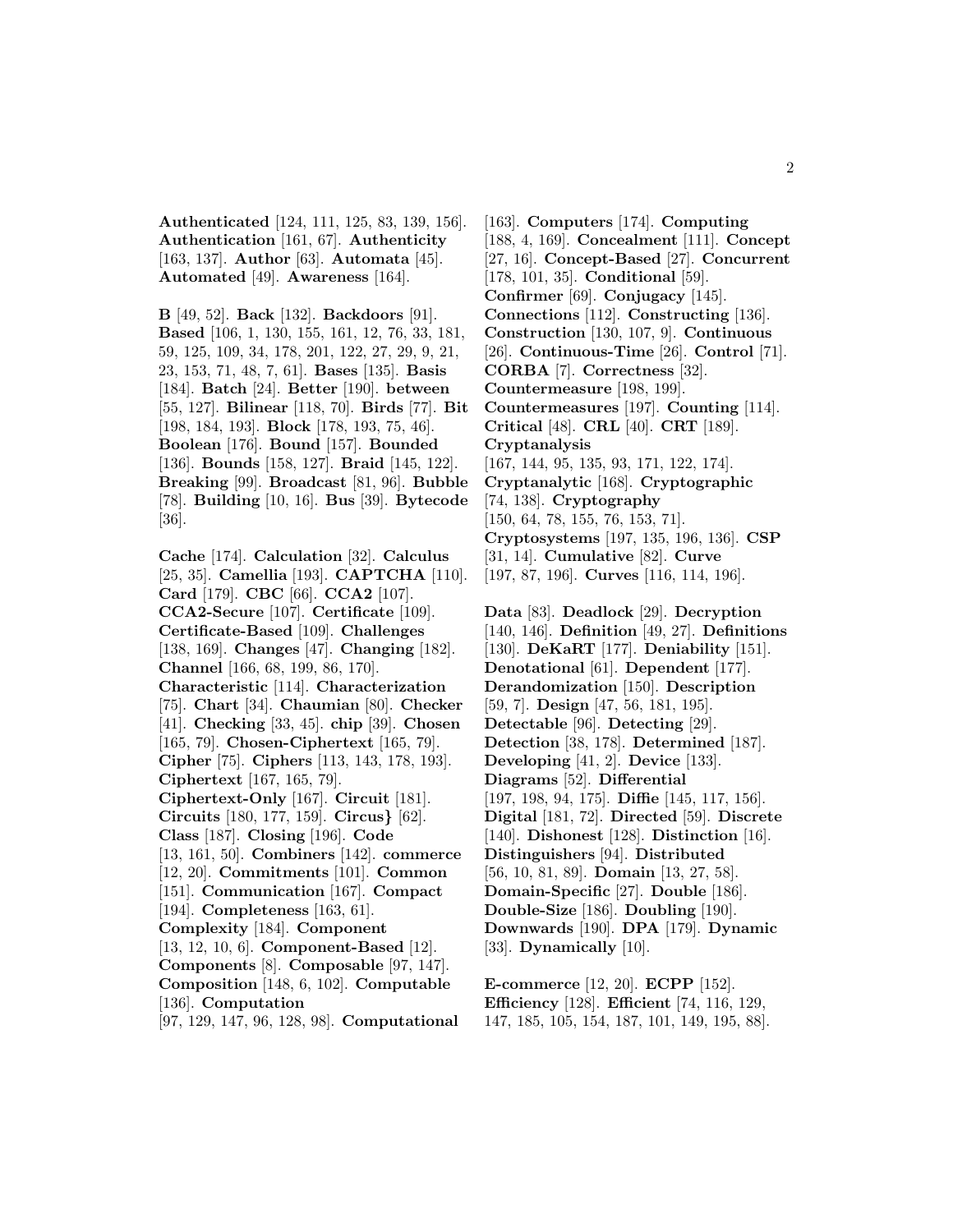**Authenticated** [124, 111, 125, 83, 139, 156]. **Authentication** [161, 67]. **Authenticity** [163, 137]. **Author** [63]. **Automata** [45]. **Automated** [49]. **Awareness** [164].

**B** [49, 52]. **Back** [132]. **Backdoors** [91]. **Based** [106, 1, 130, 155, 161, 12, 76, 33, 181, 59, 125, 109, 34, 178, 201, 122, 27, 29, 9, 21, 23, 153, 71, 48, 7, 61]. **Bases** [135]. **Basis** [184]. **Batch** [24]. **Better** [190]. **between** [55, 127]. **Bilinear** [118, 70]. **Birds** [77]. **Bit** [198, 184, 193]. **Block** [178, 193, 75, 46]. **Boolean** [176]. **Bound** [157]. **Bounded** [136]. **Bounds** [158, 127]. **Braid** [145, 122]. **Breaking** [99]. **Broadcast** [81, 96]. **Bubble** [78]. **Building** [10, 16]. **Bus** [39]. **Bytecode** [36].

**Cache** [174]. **Calculation** [32]. **Calculus** [25, 35]. **Camellia** [193]. **CAPTCHA** [110]. **Card** [179]. **CBC** [66]. **CCA2** [107]. **CCA2-Secure** [107]. **Certificate** [109]. **Certificate-Based** [109]. **Challenges** [138, 169]. **Changes** [47]. **Changing** [182]. **Channel** [166, 68, 199, 86, 170]. **Characteristic** [114]. **Characterization** [75]. **Chart** [34]. **Chaumian** [80]. **Checker** [41]. **Checking** [33, 45]. **chip** [39]. **Chosen** [165, 79]. **Chosen-Ciphertext** [165, 79]. **Cipher** [75]. **Ciphers** [113, 143, 178, 193]. **Ciphertext** [167, 165, 79]. **Ciphertext-Only** [167]. **Circuit** [181]. **Circuits** [180, 177, 159]. **Circus}** [62]. **Class** [187]. **Closing** [196]. **Code** [13, 161, 50]. **Combiners** [142]. **commerce** [12, 20]. **Commitments** [101]. **Common** [151]. **Communication** [167]. **Compact** [194]. **Completeness** [163, 61]. **Complexity** [184]. **Component** [13, 12, 10, 6]. **Component-Based** [12]. **Components** [8]. **Composable** [97, 147]. **Composition** [148, 6, 102]. **Computable** [136]. **Computation** [97, 129, 147, 96, 128, 98]. **Computational** [163]. **Computers** [174]. **Computing** [188, 4, 169]. **Concealment** [111]. **Concept** [27, 16]. **Concept-Based** [27]. **Concurrent** [178, 101, 35]. **Conditional** [59]. **Confirmer** [69]. **Conjugacy** [145]. **Connections** [112]. **Constructing** [136]. **Construction** [130, 107, 9]. **Continuous** [26]. **Continuous-Time** [26]. **Control** [71]. **CORBA** [7]. **Correctness** [32]. **Countermeasure** [198, 199]. **Countermeasures** [197]. **Counting** [114]. **Critical** [48]. **CRL** [40]. **CRT** [189]. **Cryptanalysis** [167, 144, 95, 135, 93, 171, 122, 174]. **Cryptanalytic** [168]. **Cryptographic** [74, 138]. **Cryptography** [150, 64, 78, 155, 76, 153, 71]. **Cryptosystems** [197, 135, 196, 136]. **CSP** [31, 14]. **Cumulative** [82]. **Curve** [197, 87, 196]. **Curves** [116, 114, 196].

**Data** [83]. **Deadlock** [29]. **Decryption** [140, 146]. **Definition** [49, 27]. **Definitions** [130]. **DeKaRT** [177]. **Deniability** [151]. **Denotational** [61]. **Dependent** [177]. **Derandomization** [150]. **Description** [59, 7]. **Design** [47, 56, 181, 195]. **Detectable** [96]. **Detecting** [29]. **Detection** [38, 178]. **Determined** [187]. **Developing** [41, 2]. **Device** [133]. **Diagrams** [52]. **Differential** [197, 198, 94, 175]. **Diffie** [145, 117, 156]. **Digital** [181, 72]. **Directed** [59]. **Discrete** [140]. **Dishonest** [128]. **Distinction** [16]. **Distinguishers** [94]. **Distributed** [56, 10, 81, 89]. **Domain** [13, 27, 58]. **Domain-Specific** [27]. **Double** [186]. **Double-Size** [186]. **Doubling** [190]. **Downwards** [190]. **DPA** [179]. **Dynamic** [33]. **Dynamically** [10].

**E-commerce** [12, 20]. **ECPP** [152]. **Efficiency** [128]. **Efficient** [74, 116, 129, 147, 185, 105, 154, 187, 101, 149, 195, 88].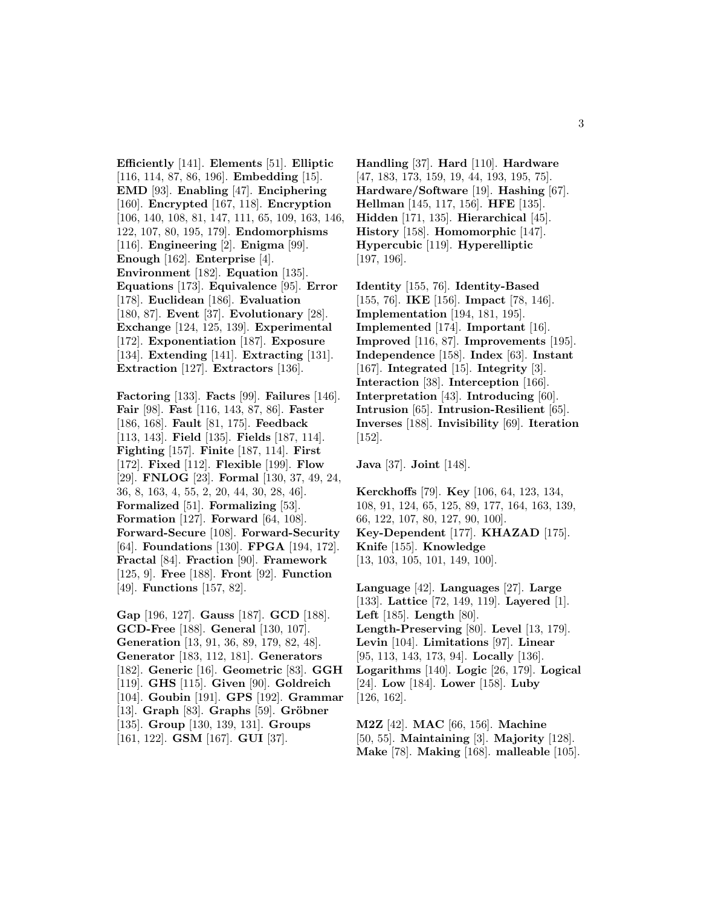**Efficiently** [141]. **Elements** [51]. **Elliptic** [116, 114, 87, 86, 196]. **Embedding** [15]. **EMD** [93]. **Enabling** [47]. **Enciphering** [160]. **Encrypted** [167, 118]. **Encryption** [106, 140, 108, 81, 147, 111, 65, 109, 163, 146, 122, 107, 80, 195, 179]. **Endomorphisms** [116]. **Engineering** [2]. **Enigma** [99]. **Enough** [162]. **Enterprise** [4]. **Environment** [182]. **Equation** [135]. **Equations** [173]. **Equivalence** [95]. **Error** [178]. **Euclidean** [186]. **Evaluation** [180, 87]. **Event** [37]. **Evolutionary** [28]. **Exchange** [124, 125, 139]. **Experimental** [172]. **Exponentiation** [187]. **Exposure** [134]. **Extending** [141]. **Extracting** [131]. **Extraction** [127]. **Extractors** [136].

**Factoring** [133]. **Facts** [99]. **Failures** [146]. **Fair** [98]. **Fast** [116, 143, 87, 86]. **Faster** [186, 168]. **Fault** [81, 175]. **Feedback** [113, 143]. **Field** [135]. **Fields** [187, 114]. **Fighting** [157]. **Finite** [187, 114]. **First** [172]. **Fixed** [112]. **Flexible** [199]. **Flow** [29]. **FNLOG** [23]. **Formal** [130, 37, 49, 24, 36, 8, 163, 4, 55, 2, 20, 44, 30, 28, 46]. **Formalized** [51]. **Formalizing** [53]. **Formation** [127]. **Forward** [64, 108]. **Forward-Secure** [108]. **Forward-Security** [64]. **Foundations** [130]. **FPGA** [194, 172]. **Fractal** [84]. **Fraction** [90]. **Framework** [125, 9]. **Free** [188]. **Front** [92]. **Function** [49]. **Functions** [157, 82].

**Gap** [196, 127]. **Gauss** [187]. **GCD** [188]. **GCD-Free** [188]. **General** [130, 107]. **Generation** [13, 91, 36, 89, 179, 82, 48]. **Generator** [183, 112, 181]. **Generators** [182]. **Generic** [16]. **Geometric** [83]. **GGH** [119]. **GHS** [115]. **Given** [90]. **Goldreich** [104]. **Goubin** [191]. **GPS** [192]. **Grammar** [13]. **Graph** [83]. **Graphs** [59]. **Gröbner** [135]. **Group** [130, 139, 131]. **Groups** [161, 122]. **GSM** [167]. **GUI** [37].

**Handling** [37]. **Hard** [110]. **Hardware** [47, 183, 173, 159, 19, 44, 193, 195, 75]. **Hardware/Software** [19]. **Hashing** [67]. **Hellman** [145, 117, 156]. **HFE** [135]. **Hidden** [171, 135]. **Hierarchical** [45]. **History** [158]. **Homomorphic** [147]. **Hypercubic** [119]. **Hyperelliptic** [197, 196].

**Identity** [155, 76]. **Identity-Based** [155, 76]. **IKE** [156]. **Impact** [78, 146]. **Implementation** [194, 181, 195]. **Implemented** [174]. **Important** [16]. **Improved** [116, 87]. **Improvements** [195]. **Independence** [158]. **Index** [63]. **Instant** [167]. **Integrated** [15]. **Integrity** [3]. **Interaction** [38]. **Interception** [166]. **Interpretation** [43]. **Introducing** [60]. **Intrusion** [65]. **Intrusion-Resilient** [65]. **Inverses** [188]. **Invisibility** [69]. **Iteration** [152].

**Java** [37]. **Joint** [148].

**Kerckhoffs** [79]. **Key** [106, 64, 123, 134, 108, 91, 124, 65, 125, 89, 177, 164, 163, 139, 66, 122, 107, 80, 127, 90, 100]. **Key-Dependent** [177]. **KHAZAD** [175]. **Knife** [155]. **Knowledge** [13, 103, 105, 101, 149, 100].

**Language** [42]. **Languages** [27]. **Large** [133]. **Lattice** [72, 149, 119]. **Layered** [1]. **Left** [185]. **Length** [80]. **Length-Preserving** [80]. **Level** [13, 179]. **Levin** [104]. **Limitations** [97]. **Linear** [95, 113, 143, 173, 94]. **Locally** [136]. **Logarithms** [140]. **Logic** [26, 179]. **Logical** [24]. **Low** [184]. **Lower** [158]. **Luby** [126, 162].

**M2Z** [42]. **MAC** [66, 156]. **Machine** [50, 55]. **Maintaining** [3]. **Majority** [128]. **Make** [78]. **Making** [168]. **malleable** [105].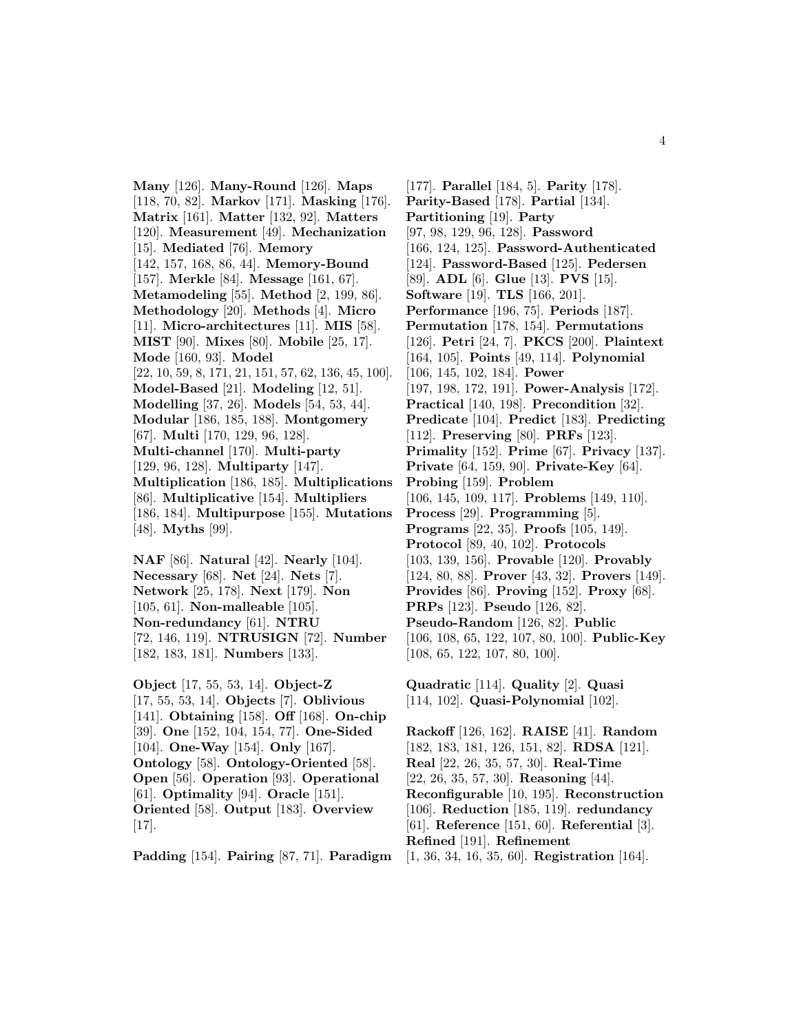**Many** [126]. **Many-Round** [126]. **Maps** [118, 70, 82]. **Markov** [171]. **Masking** [176]. **Matrix** [161]. **Matter** [132, 92]. **Matters** [120]. **Measurement** [49]. **Mechanization** [15]. **Mediated** [76]. **Memory** [142, 157, 168, 86, 44]. **Memory-Bound** [157]. **Merkle** [84]. **Message** [161, 67]. **Metamodeling** [55]. **Method** [2, 199, 86]. **Methodology** [20]. **Methods** [4]. **Micro** [11]. **Micro-architectures** [11]. **MIS** [58]. **MIST** [90]. **Mixes** [80]. **Mobile** [25, 17]. **Mode** [160, 93]. **Model** [22, 10, 59, 8, 171, 21, 151, 57, 62, 136, 45, 100]. **Model-Based** [21]. **Modeling** [12, 51]. **Modelling** [37, 26]. **Models** [54, 53, 44]. **Modular** [186, 185, 188]. **Montgomery** [67]. **Multi** [170, 129, 96, 128]. **Multi-channel** [170]. **Multi-party** [129, 96, 128]. **Multiparty** [147]. **Multiplication** [186, 185]. **Multiplications** [86]. **Multiplicative** [154]. **Multipliers** [186, 184]. **Multipurpose** [155]. **Mutations** [48]. **Myths** [99].

**NAF** [86]. **Natural** [42]. **Nearly** [104]. **Necessary** [68]. **Net** [24]. **Nets** [7]. **Network** [25, 178]. **Next** [179]. **Non** [105, 61]. **Non-malleable** [105]. **Non-redundancy** [61]. **NTRU** [72, 146, 119]. **NTRUSIGN** [72]. **Number** [182, 183, 181]. **Numbers** [133].

**Object** [17, 55, 53, 14]. **Object-Z** [17, 55, 53, 14]. **Objects** [7]. **Oblivious** [141]. **Obtaining** [158]. **Off** [168]. **On-chip** [39]. **One** [152, 104, 154, 77]. **One-Sided** [104]. **One-Way** [154]. **Only** [167]. **Ontology** [58]. **Ontology-Oriented** [58]. **Open** [56]. **Operation** [93]. **Operational** [61]. **Optimality** [94]. **Oracle** [151]. **Oriented** [58]. **Output** [183]. **Overview** [17].

**Padding** [154]. **Pairing** [87, 71]. **Paradigm** [177]. **Parallel** [184, 5]. **Parity** [178]. **Parity-Based** [178]. **Partial** [134]. **Partitioning** [19]. **Party** [97, 98, 129, 96, 128]. **Password** [166, 124, 125]. **Password-Authenticated** [124]. **Password-Based** [125]. **Pedersen** [89]. **ADL** [6]. **Glue** [13]. **PVS** [15]. **Software** [19]. **TLS** [166, 201]. **Performance** [196, 75]. **Periods** [187]. **Permutation** [178, 154]. **Permutations** [126]. **Petri** [24, 7]. **PKCS** [200]. **Plaintext** [164, 105]. **Points** [49, 114]. **Polynomial** [106, 145, 102, 184]. **Power** [197, 198, 172, 191]. **Power-Analysis** [172]. **Practical** [140, 198]. **Precondition** [32]. **Predicate** [104]. **Predict** [183]. **Predicting** [112]. **Preserving** [80]. **PRFs** [123]. **Primality** [152]. **Prime** [67]. **Privacy** [137]. **Private** [64, 159, 90]. **Private-Key** [64]. **Probing** [159]. **Problem** [106, 145, 109, 117]. **Problems** [149, 110]. **Process** [29]. **Programming** [5]. **Programs** [22, 35]. **Proofs** [105, 149]. **Protocol** [89, 40, 102]. **Protocols** [103, 139, 156]. **Provable** [120]. **Provably** [124, 80, 88]. **Prover** [43, 32]. **Provers** [149]. **Provides** [86]. **Proving** [152]. **Proxy** [68]. **PRPs** [123]. **Pseudo** [126, 82]. **Pseudo-Random** [126, 82]. **Public** [106, 108, 65, 122, 107, 80, 100]. **Public-Key** [108, 65, 122, 107, 80, 100].

**Quadratic** [114]. **Quality** [2]. **Quasi** [114, 102]. **Quasi-Polynomial** [102].

**Rackoff** [126, 162]. **RAISE** [41]. **Random** [182, 183, 181, 126, 151, 82]. **RDSA** [121]. **Real** [22, 26, 35, 57, 30]. **Real-Time** [22, 26, 35, 57, 30]. **Reasoning** [44]. **Reconfigurable** [10, 195]. **Reconstruction** [106]. **Reduction** [185, 119]. **redundancy** [61]. **Reference** [151, 60]. **Referential** [3]. **Refined** [191]. **Refinement** [1, 36, 34, 16, 35, 60]. **Registration** [164].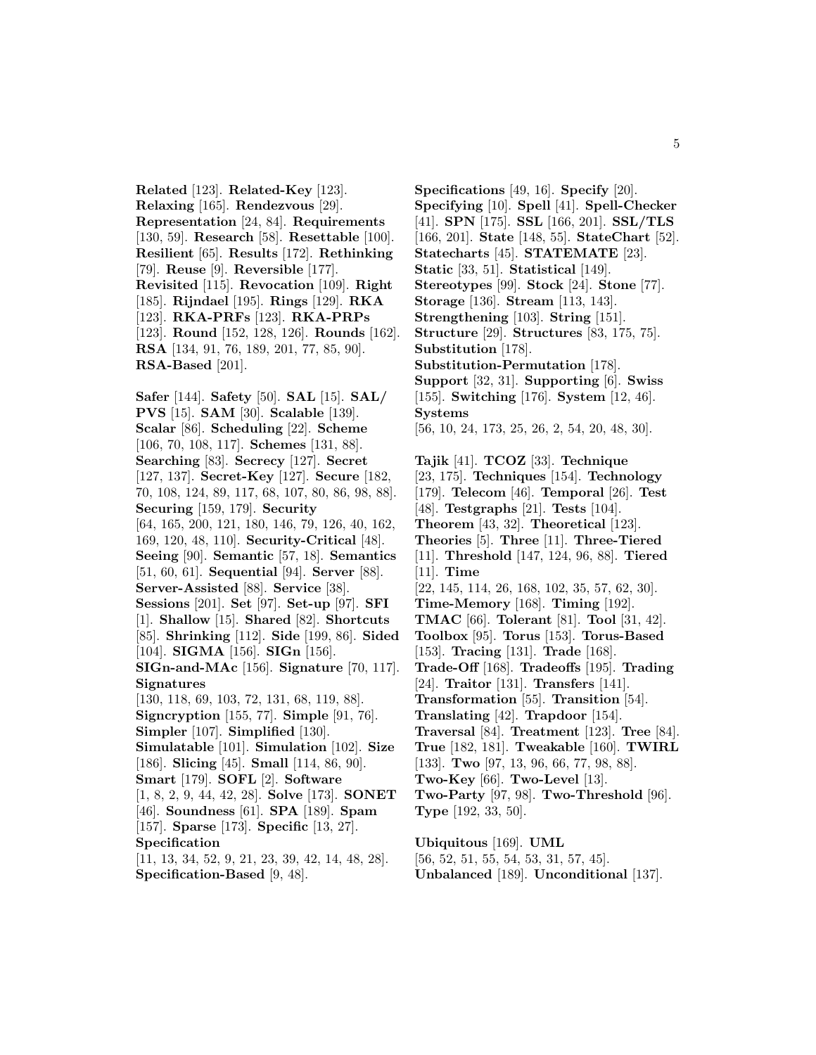**Related** [123]. **Related-Key** [123]. **Relaxing** [165]. **Rendezvous** [29]. **Representation** [24, 84]. **Requirements** [130, 59]. **Research** [58]. **Resettable** [100]. **Resilient** [65]. **Results** [172]. **Rethinking** [79]. **Reuse** [9]. **Reversible** [177]. **Revisited** [115]. **Revocation** [109]. **Right** [185]. **Rijndael** [195]. **Rings** [129]. **RKA** [123]. **RKA-PRFs** [123]. **RKA-PRPs** [123]. **Round** [152, 128, 126]. **Rounds** [162]. **RSA** [134, 91, 76, 189, 201, 77, 85, 90]. **RSA-Based** [201].

**Safer** [144]. **Safety** [50]. **SAL** [15]. **SAL/ PVS** [15]. **SAM** [30]. **Scalable** [139]. **Scalar** [86]. **Scheduling** [22]. **Scheme** [106, 70, 108, 117]. **Schemes** [131, 88]. **Searching** [83]. **Secrecy** [127]. **Secret** [127, 137]. **Secret-Key** [127]. **Secure** [182, 70, 108, 124, 89, 117, 68, 107, 80, 86, 98, 88]. **Securing** [159, 179]. **Security** [64, 165, 200, 121, 180, 146, 79, 126, 40, 162, 169, 120, 48, 110]. **Security-Critical** [48]. **Seeing** [90]. **Semantic** [57, 18]. **Semantics** [51, 60, 61]. **Sequential** [94]. **Server** [88]. **Server-Assisted** [88]. **Service** [38]. **Sessions** [201]. **Set** [97]. **Set-up** [97]. **SFI** [1]. **Shallow** [15]. **Shared** [82]. **Shortcuts** [85]. **Shrinking** [112]. **Side** [199, 86]. **Sided** [104]. **SIGMA** [156]. **SIGn** [156]. **SIGn-and-MAc** [156]. **Signature** [70, 117]. **Signatures** [130, 118, 69, 103, 72, 131, 68, 119, 88]. **Signcryption** [155, 77]. **Simple** [91, 76]. **Simpler** [107]. **Simplified** [130]. **Simulatable** [101]. **Simulation** [102]. **Size** [186]. **Slicing** [45]. **Small** [114, 86, 90]. **Smart** [179]. **SOFL** [2]. **Software** [1, 8, 2, 9, 44, 42, 28]. **Solve** [173]. **SONET** [46]. **Soundness** [61]. **SPA** [189]. **Spam** [157]. **Sparse** [173]. **Specific** [13, 27]. **Specification** [11, 13, 34, 52, 9, 21, 23, 39, 42, 14, 48, 28]. **Specification-Based** [9, 48].

**Specifications** [49, 16]. **Specify** [20]. **Specifying** [10]. **Spell** [41]. **Spell-Checker** [41]. **SPN** [175]. **SSL** [166, 201]. **SSL/TLS** [166, 201]. **State** [148, 55]. **StateChart** [52]. **Statecharts** [45]. **STATEMATE** [23]. **Static** [33, 51]. **Statistical** [149]. **Stereotypes** [99]. **Stock** [24]. **Stone** [77]. **Storage** [136]. **Stream** [113, 143]. **Strengthening** [103]. **String** [151]. **Structure** [29]. **Structures** [83, 175, 75]. **Substitution** [178]. **Substitution-Permutation** [178]. **Support** [32, 31]. **Supporting** [6]. **Swiss** [155]. **Switching** [176]. **System** [12, 46]. **Systems** [56, 10, 24, 173, 25, 26, 2, 54, 20, 48, 30].

**Tajik** [41]. **TCOZ** [33]. **Technique** [23, 175]. **Techniques** [154]. **Technology** [179]. **Telecom** [46]. **Temporal** [26]. **Test** [48]. **Testgraphs** [21]. **Tests** [104]. **Theorem** [43, 32]. **Theoretical** [123]. **Theories** [5]. **Three** [11]. **Three-Tiered** [11]. **Threshold** [147, 124, 96, 88]. **Tiered** [11]. **Time** [22, 145, 114, 26, 168, 102, 35, 57, 62, 30]. **Time-Memory** [168]. **Timing** [192]. **TMAC** [66]. **Tolerant** [81]. **Tool** [31, 42]. **Toolbox** [95]. **Torus** [153]. **Torus-Based** [153]. **Tracing** [131]. **Trade** [168]. **Trade-Off** [168]. **Tradeoffs** [195]. **Trading** [24]. **Traitor** [131]. **Transfers** [141]. **Transformation** [55]. **Transition** [54]. **Translating** [42]. **Trapdoor** [154]. **Traversal** [84]. **Treatment** [123]. **Tree** [84]. **True** [182, 181]. **Tweakable** [160]. **TWIRL** [133]. **Two** [97, 13, 96, 66, 77, 98, 88]. **Two-Key** [66]. **Two-Level** [13]. **Two-Party** [97, 98]. **Two-Threshold** [96]. **Type** [192, 33, 50].

**Ubiquitous** [169]. **UML** [56, 52, 51, 55, 54, 53, 31, 57, 45]. **Unbalanced** [189]. **Unconditional** [137].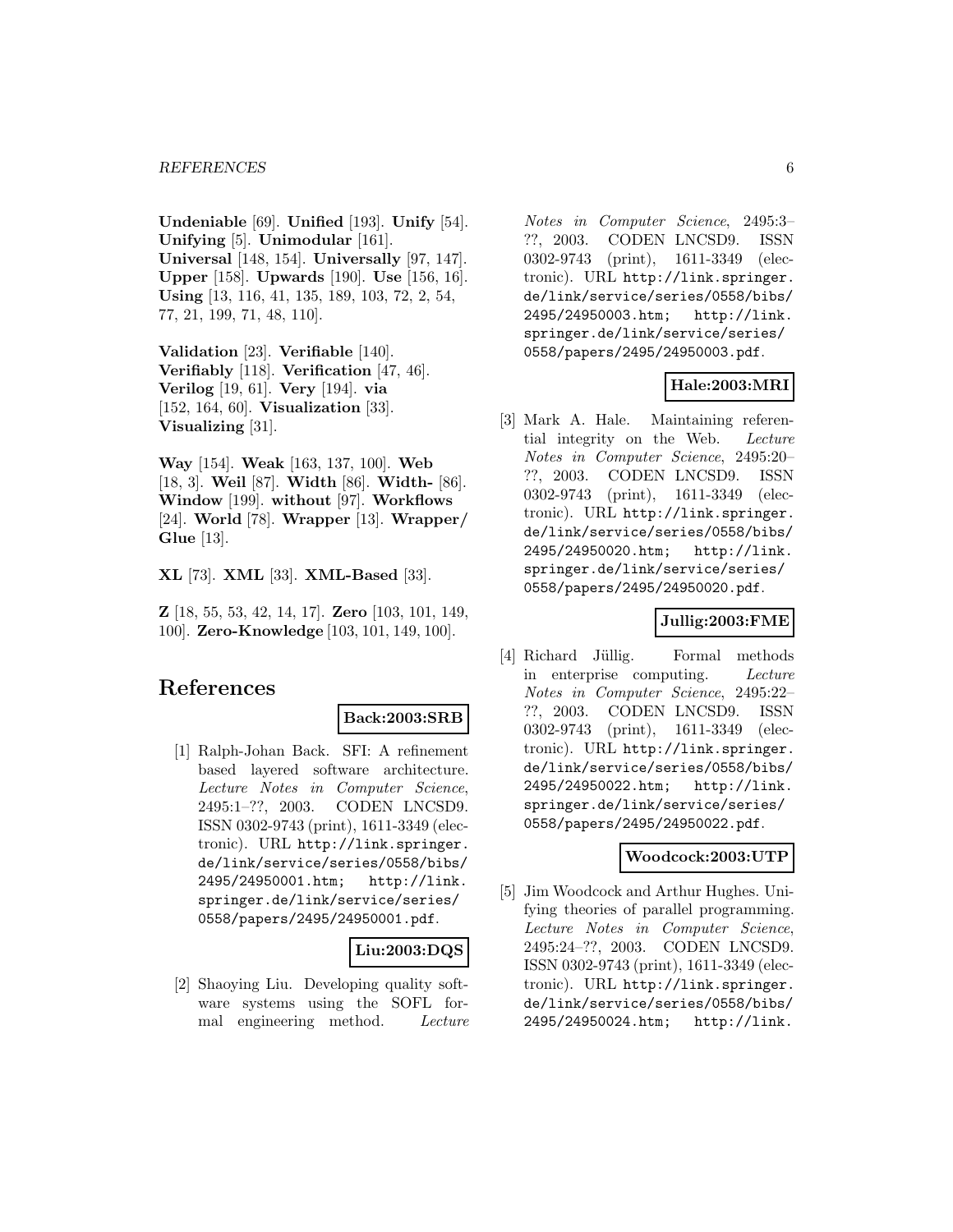**Undeniable** [69]. **Unified** [193]. **Unify** [54]. **Unifying** [5]. **Unimodular** [161]. **Universal** [148, 154]. **Universally** [97, 147]. **Upper** [158]. **Upwards** [190]. **Use** [156, 16]. **Using** [13, 116, 41, 135, 189, 103, 72, 2, 54, 77, 21, 199, 71, 48, 110].

**Validation** [23]. **Verifiable** [140]. **Verifiably** [118]. **Verification** [47, 46]. **Verilog** [19, 61]. **Very** [194]. **via** [152, 164, 60]. **Visualization** [33]. **Visualizing** [31].

**Way** [154]. **Weak** [163, 137, 100]. **Web** [18, 3]. **Weil** [87]. **Width** [86]. **Width-** [86]. **Window** [199]. **without** [97]. **Workflows** [24]. **World** [78]. **Wrapper** [13]. **Wrapper/ Glue** [13].

**XL** [73]. **XML** [33]. **XML-Based** [33].

**Z** [18, 55, 53, 42, 14, 17]. **Zero** [103, 101, 149, 100]. **Zero-Knowledge** [103, 101, 149, 100].

# References

**Back:2003:SRB**

[1] Ralph-Johan Back. SFI: A refinement based layered software architecture. *Lecture Notes in Computer Science*, 2495:1–??, 2003. CODEN LNCSD9. ISSN 0302-9743 (print), 1611-3349 (electronic). URL http://link.springer.de/link/service/series/0558/bibs/2495/24950001.htm; http://link.springer.de/link/service/series/0558/papers/2495/24950001.pdf.

**Liu:2003:DQS**

[2] Shaoying Liu. Developing quality software systems using the SOFL formal engineering method. *Lecture Notes in Computer Science*, 2495:3–??, 2003. CODEN LNCSD9. ISSN 0302-9743 (print), 1611-3349 (electronic). URL http://link.springer.de/link/service/series/0558/bibs/2495/24950003.htm; http://link.springer.de/link/service/series/0558/papers/2495/24950003.pdf.

**Hale:2003:MRI**

[3] Mark A. Hale. Maintaining referential integrity on the Web. *Lecture Notes in Computer Science*, 2495:20–??, 2003. CODEN LNCSD9. ISSN 0302-9743 (print), 1611-3349 (electronic). URL http://link.springer.de/link/service/series/0558/bibs/2495/24950020.htm; http://link.springer.de/link/service/series/0558/papers/2495/24950020.pdf.

**Jullig:2003:FME**

[4] Richard Jüllig. Formal methods in enterprise computing. *Lecture Notes in Computer Science*, 2495:22–??, 2003. CODEN LNCSD9. ISSN 0302-9743 (print), 1611-3349 (electronic). URL http://link.springer.de/link/service/series/0558/bibs/2495/24950022.htm; http://link.springer.de/link/service/series/0558/papers/2495/24950022.pdf.

**Woodcock:2003:UTP**

[5] Jim Woodcock and Arthur Hughes. Unifying theories of parallel programming. *Lecture Notes in Computer Science*, 2495:24–??, 2003. CODEN LNCSD9. ISSN 0302-9743 (print), 1611-3349 (electronic). URL http://link.springer.de/link/service/series/0558/bibs/2495/24950024.htm; http://link.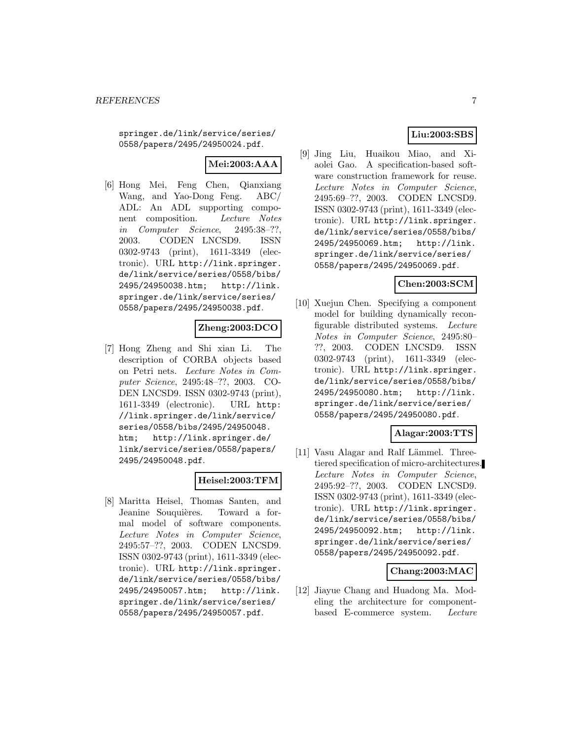springer.de/link/service/series/0558/papers/2495/24950024.pdf.

**Mei:2003:AAA**

[6] Hong Mei, Feng Chen, Qianxiang Wang, and Yao-Dong Feng. ABC/ADL: An ADL supporting component composition. *Lecture Notes in Computer Science*, 2495:38–??, 2003. CODEN LNCSD9. ISSN 0302-9743 (print), 1611-3349 (electronic). URL http://link.springer.de/link/service/series/0558/bibs/2495/24950038.htm; http://link.springer.de/link/service/series/0558/papers/2495/24950038.pdf.

**Zheng:2003:DCO**

[7] Hong Zheng and Shi xian Li. The description of CORBA objects based on Petri nets. *Lecture Notes in Computer Science*, 2495:48–??, 2003. CODEN LNCSD9. ISSN 0302-9743 (print), 1611-3349 (electronic). URL http://link.springer.de/link/service/series/0558/bibs/2495/24950048.htm; http://link.springer.de/link/service/series/0558/papers/2495/24950048.pdf.

**Heisel:2003:TFM**

[8] Maritta Heisel, Thomas Santen, and Jeanine Souquières. Toward a formal model of software components. *Lecture Notes in Computer Science*, 2495:57–??, 2003. CODEN LNCSD9. ISSN 0302-9743 (print), 1611-3349 (electronic). URL http://link.springer.de/link/service/series/0558/bibs/2495/24950057.htm; http://link.springer.de/link/service/series/0558/papers/2495/24950057.pdf.

**Liu:2003:SBS**

[9] Jing Liu, Huaikou Miao, and Xiaolei Gao. A specification-based software construction framework for reuse. *Lecture Notes in Computer Science*, 2495:69–??, 2003. CODEN LNCSD9. ISSN 0302-9743 (print), 1611-3349 (electronic). URL http://link.springer.de/link/service/series/0558/bibs/2495/24950069.htm; http://link.springer.de/link/service/series/0558/papers/2495/24950069.pdf.

**Chen:2003:SCM**

[10] Xuejun Chen. Specifying a component model for building dynamically reconfigurable distributed systems. *Lecture Notes in Computer Science*, 2495:80–??, 2003. CODEN LNCSD9. ISSN 0302-9743 (print), 1611-3349 (electronic). URL http://link.springer.de/link/service/series/0558/bibs/2495/24950080.htm; http://link.springer.de/link/service/series/0558/papers/2495/24950080.pdf.

**Alagar:2003:TTS**

[11] Vasu Alagar and Ralf Lämmel. Three-tiered specification of micro-architectures. *Lecture Notes in Computer Science*, 2495:92–??, 2003. CODEN LNCSD9. ISSN 0302-9743 (print), 1611-3349 (electronic). URL http://link.springer.de/link/service/series/0558/bibs/2495/24950092.htm; http://link.springer.de/link/service/series/0558/papers/2495/24950092.pdf.

**Chang:2003:MAC**

[12] Jiayue Chang and Huadong Ma. Modeling the architecture for component-based E-commerce system. *Lecture*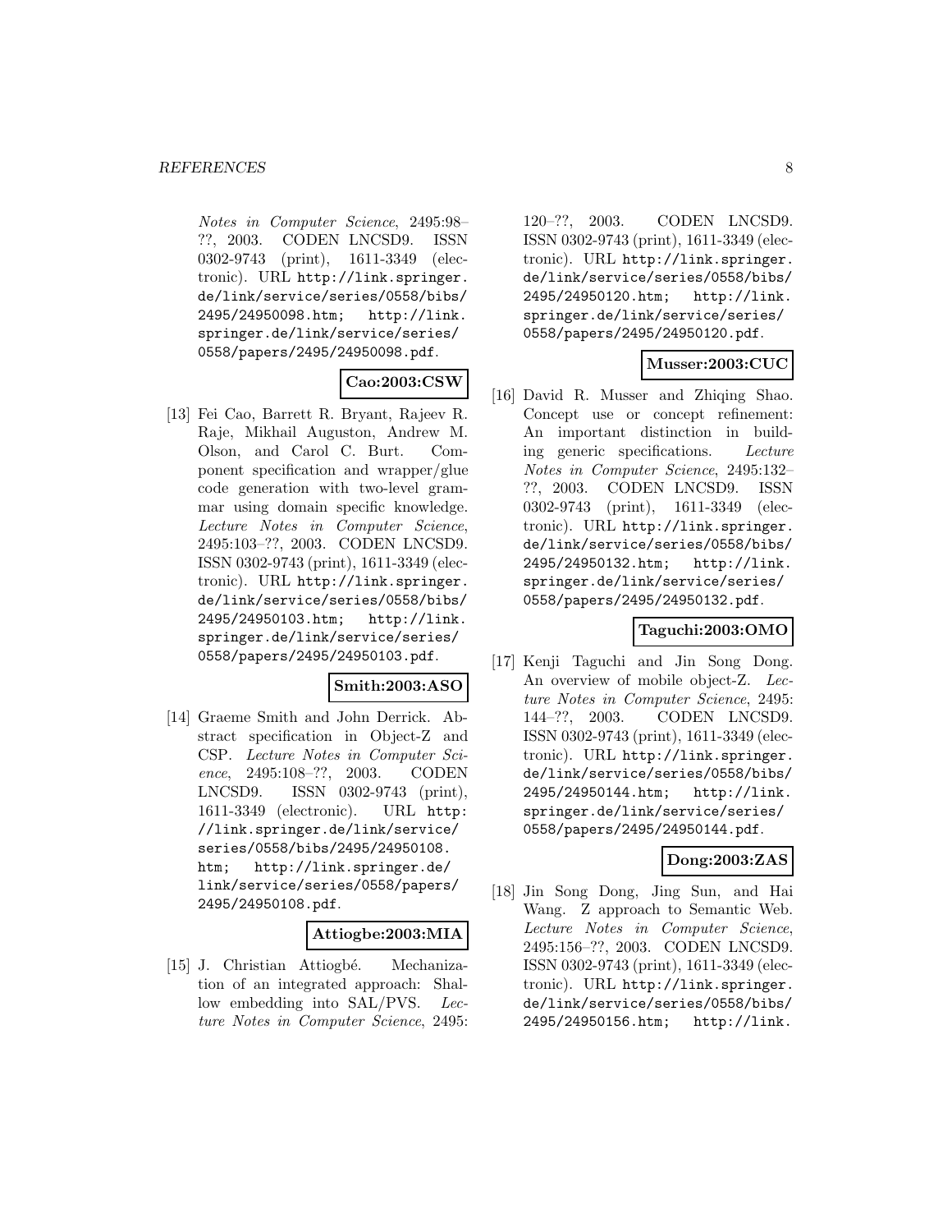Notes in Computer Science*, 2495:98–??, 2003. CODEN LNCSD9. ISSN 0302-9743 (print), 1611-3349 (electronic). URL http://link.springer.de/link/service/series/0558/bibs/2495/24950098.htm; http://link.springer.de/link/service/series/0558/papers/2495/24950098.pdf.

**Cao:2003:CSW**

[13] Fei Cao, Barrett R. Bryant, Rajeev R. Raje, Mikhail Auguston, Andrew M. Olson, and Carol C. Burt. Component specification and wrapper/glue code generation with two-level grammar using domain specific knowledge. *Lecture Notes in Computer Science*, 2495:103–??, 2003. CODEN LNCSD9. ISSN 0302-9743 (print), 1611-3349 (electronic). URL http://link.springer.de/link/service/series/0558/bibs/2495/24950103.htm; http://link.springer.de/link/service/series/0558/papers/2495/24950103.pdf.

**Smith:2003:ASO**

[14] Graeme Smith and John Derrick. Abstract specification in Object-Z and CSP. *Lecture Notes in Computer Science*, 2495:108–??, 2003. CODEN LNCSD9. ISSN 0302-9743 (print), 1611-3349 (electronic). URL http://link.springer.de/link/service/series/0558/bibs/2495/24950108.htm; http://link.springer.de/link/service/series/0558/papers/2495/24950108.pdf.

**Attiogbe:2003:MIA**

[15] J. Christian Attiogbé. Mechanization of an integrated approach: Shallow embedding into SAL/PVS. *Lecture Notes in Computer Science*, 2495:120–??, 2003. CODEN LNCSD9. ISSN 0302-9743 (print), 1611-3349 (electronic). URL http://link.springer.de/link/service/series/0558/bibs/2495/24950120.htm; http://link.springer.de/link/service/series/0558/papers/2495/24950120.pdf.

**Musser:2003:CUC**

[16] David R. Musser and Zhiqing Shao. Concept use or concept refinement: An important distinction in building generic specifications. *Lecture Notes in Computer Science*, 2495:132–??, 2003. CODEN LNCSD9. ISSN 0302-9743 (print), 1611-3349 (electronic). URL http://link.springer.de/link/service/series/0558/bibs/2495/24950132.htm; http://link.springer.de/link/service/series/0558/papers/2495/24950132.pdf.

**Taguchi:2003:OMO**

[17] Kenji Taguchi and Jin Song Dong. An overview of mobile object-Z. *Lecture Notes in Computer Science*, 2495:144–??, 2003. CODEN LNCSD9. ISSN 0302-9743 (print), 1611-3349 (electronic). URL http://link.springer.de/link/service/series/0558/bibs/2495/24950144.htm; http://link.springer.de/link/service/series/0558/papers/2495/24950144.pdf.

**Dong:2003:ZAS**

[18] Jin Song Dong, Jing Sun, and Hai Wang. Z approach to Semantic Web. *Lecture Notes in Computer Science*, 2495:156–??, 2003. CODEN LNCSD9. ISSN 0302-9743 (print), 1611-3349 (electronic). URL http://link.springer.de/link/service/series/0558/bibs/2495/24950156.htm; http://link.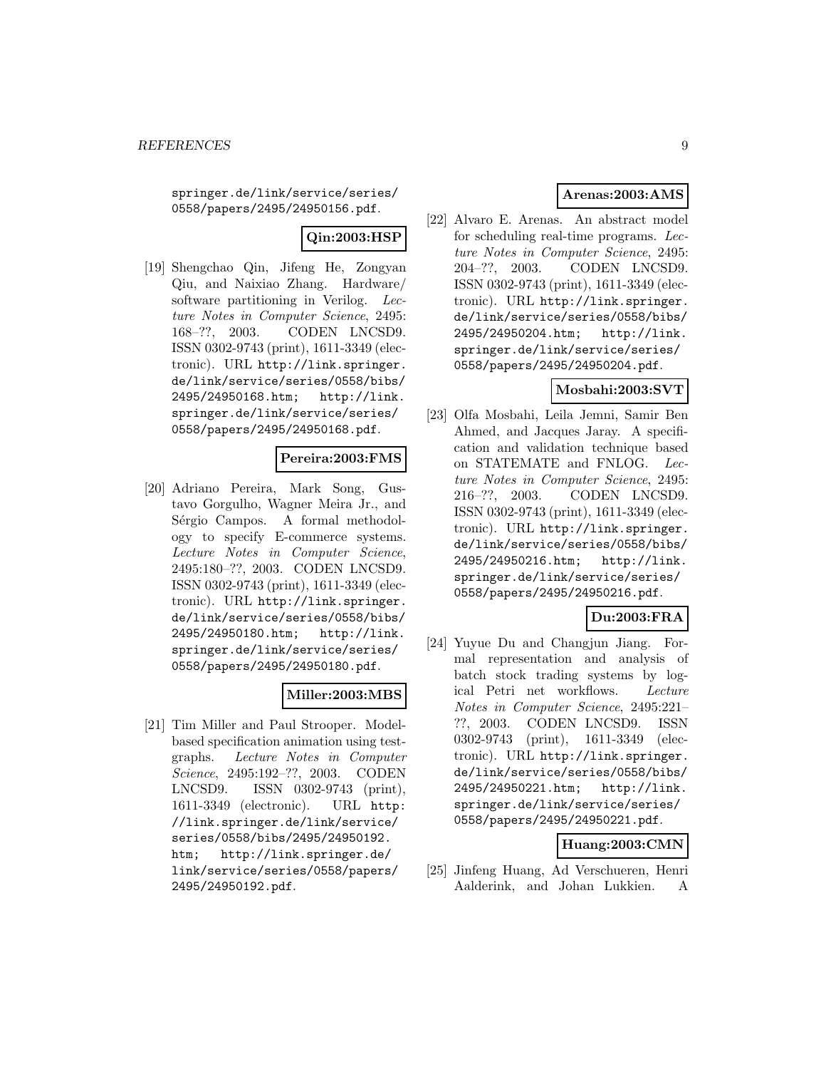springer.de/link/service/series/0558/papers/2495/24950156.pdf.

**Qin:2003:HSP**

[19] Shengchao Qin, Jifeng He, Zongyan Qiu, and Naixiao Zhang. Hardware/software partitioning in Verilog. *Lecture Notes in Computer Science*, 2495: 168–??, 2003. CODEN LNCSD9. ISSN 0302-9743 (print), 1611-3349 (electronic). URL http://link.springer.de/link/service/series/0558/bibs/2495/24950168.htm; http://link.springer.de/link/service/series/0558/papers/2495/24950168.pdf.

**Pereira:2003:FMS**

[20] Adriano Pereira, Mark Song, Gustavo Gorgulho, Wagner Meira Jr., and Sérgio Campos. A formal methodology to specify E-commerce systems. *Lecture Notes in Computer Science*, 2495:180–??, 2003. CODEN LNCSD9. ISSN 0302-9743 (print), 1611-3349 (electronic). URL http://link.springer.de/link/service/series/0558/bibs/2495/24950180.htm; http://link.springer.de/link/service/series/0558/papers/2495/24950180.pdf.

**Miller:2003:MBS**

[21] Tim Miller and Paul Strooper. Model-based specification animation using testgraphs. *Lecture Notes in Computer Science*, 2495:192–??, 2003. CODEN LNCSD9. ISSN 0302-9743 (print), 1611-3349 (electronic). URL http://link.springer.de/link/service/series/0558/bibs/2495/24950192.htm; http://link.springer.de/link/service/series/0558/papers/2495/24950192.pdf.

**Arenas:2003:AMS**

[22] Alvaro E. Arenas. An abstract model for scheduling real-time programs. *Lecture Notes in Computer Science*, 2495: 204–??, 2003. CODEN LNCSD9. ISSN 0302-9743 (print), 1611-3349 (electronic). URL http://link.springer.de/link/service/series/0558/bibs/2495/24950204.htm; http://link.springer.de/link/service/series/0558/papers/2495/24950204.pdf.

**Mosbahi:2003:SVT**

[23] Olfa Mosbahi, Leila Jemni, Samir Ben Ahmed, and Jacques Jaray. A specification and validation technique based on STATEMATE and FNLOG. *Lecture Notes in Computer Science*, 2495: 216–??, 2003. CODEN LNCSD9. ISSN 0302-9743 (print), 1611-3349 (electronic). URL http://link.springer.de/link/service/series/0558/bibs/2495/24950216.htm; http://link.springer.de/link/service/series/0558/papers/2495/24950216.pdf.

**Du:2003:FRA**

[24] Yuyue Du and Changjun Jiang. Formal representation and analysis of batch stock trading systems by logical Petri net workflows. *Lecture Notes in Computer Science*, 2495:221–??, 2003. CODEN LNCSD9. ISSN 0302-9743 (print), 1611-3349 (electronic). URL http://link.springer.de/link/service/series/0558/bibs/2495/24950221.htm; http://link.springer.de/link/service/series/0558/papers/2495/24950221.pdf.

**Huang:2003:CMN**

[25] Jinfeng Huang, Ad Verschueren, Henri Aalderink, and Johan Lukkien. A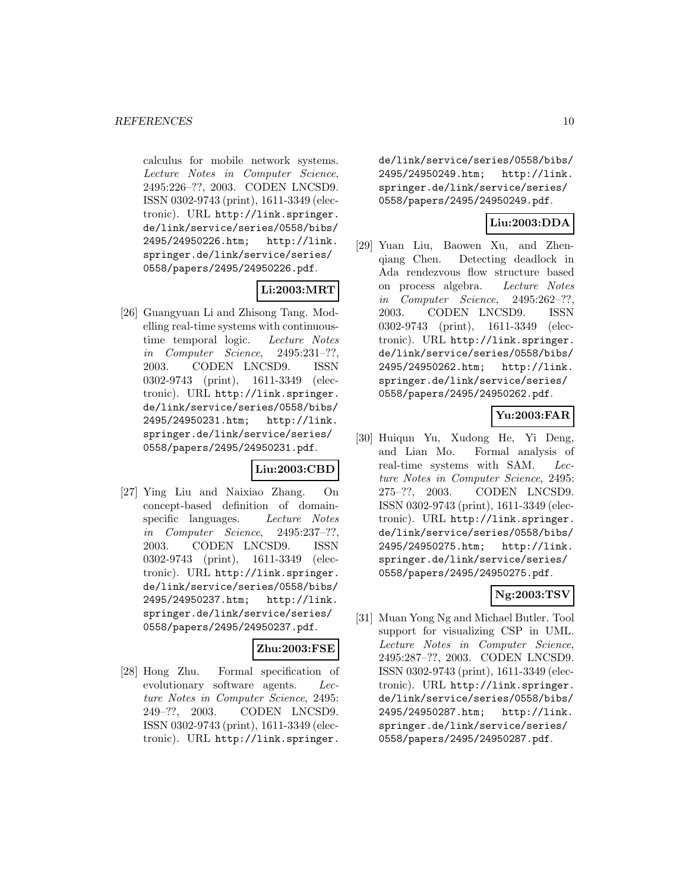calculus for mobile network systems. *Lecture Notes in Computer Science*, 2495:226–??, 2003. CODEN LNCSD9. ISSN 0302-9743 (print), 1611-3349 (electronic). URL http://link.springer.de/link/service/series/0558/bibs/2495/24950226.htm; http://link.springer.de/link/service/series/0558/papers/2495/24950226.pdf.

**Li:2003:MRT**

[26] Guangyuan Li and Zhisong Tang. Modelling real-time systems with continuous-time temporal logic. *Lecture Notes in Computer Science*, 2495:231–??, 2003. CODEN LNCSD9. ISSN 0302-9743 (print), 1611-3349 (electronic). URL http://link.springer.de/link/service/series/0558/bibs/2495/24950231.htm; http://link.springer.de/link/service/series/0558/papers/2495/24950231.pdf.

**Liu:2003:CBD**

[27] Ying Liu and Naixiao Zhang. On concept-based definition of domain-specific languages. *Lecture Notes in Computer Science*, 2495:237–??, 2003. CODEN LNCSD9. ISSN 0302-9743 (print), 1611-3349 (electronic). URL http://link.springer.de/link/service/series/0558/bibs/2495/24950237.htm; http://link.springer.de/link/service/series/0558/papers/2495/24950237.pdf.

**Zhu:2003:FSE**

[28] Hong Zhu. Formal specification of evolutionary software agents. *Lecture Notes in Computer Science*, 2495:249–??, 2003. CODEN LNCSD9. ISSN 0302-9743 (print), 1611-3349 (electronic). URL http://link.springer.de/link/service/series/0558/bibs/2495/24950249.htm; http://link.springer.de/link/service/series/0558/papers/2495/24950249.pdf.

**Liu:2003:DDA**

[29] Yuan Liu, Baowen Xu, and Zhenqiang Chen. Detecting deadlock in Ada rendezvous flow structure based on process algebra. *Lecture Notes in Computer Science*, 2495:262–??, 2003. CODEN LNCSD9. ISSN 0302-9743 (print), 1611-3349 (electronic). URL http://link.springer.de/link/service/series/0558/bibs/2495/24950262.htm; http://link.springer.de/link/service/series/0558/papers/2495/24950262.pdf.

**Yu:2003:FAR**

[30] Huiqun Yu, Xudong He, Yi Deng, and Lian Mo. Formal analysis of real-time systems with SAM. *Lecture Notes in Computer Science*, 2495:275–??, 2003. CODEN LNCSD9. ISSN 0302-9743 (print), 1611-3349 (electronic). URL http://link.springer.de/link/service/series/0558/bibs/2495/24950275.htm; http://link.springer.de/link/service/series/0558/papers/2495/24950275.pdf.

**Ng:2003:TSV**

[31] Muan Yong Ng and Michael Butler. Tool support for visualizing CSP in UML. *Lecture Notes in Computer Science*, 2495:287–??, 2003. CODEN LNCSD9. ISSN 0302-9743 (print), 1611-3349 (electronic). URL http://link.springer.de/link/service/series/0558/bibs/2495/24950287.htm; http://link.springer.de/link/service/series/0558/papers/2495/24950287.pdf.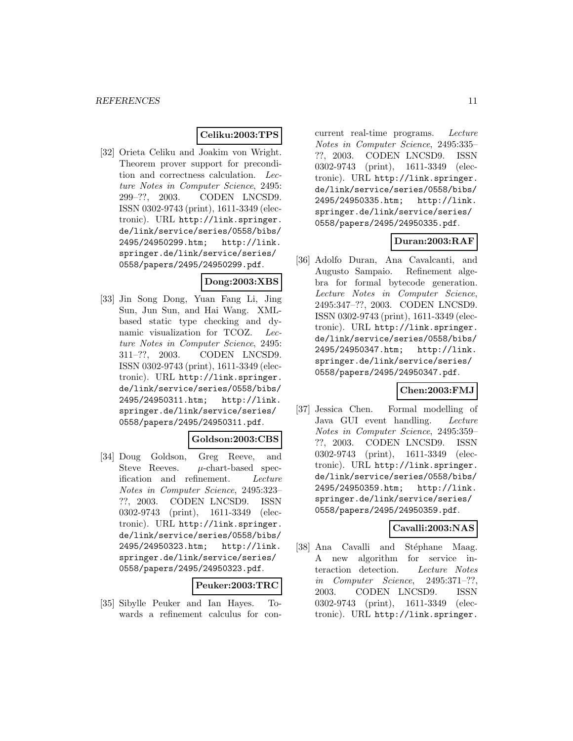**Celiku:2003:TPS**

[32] Orieta Celiku and Joakim von Wright. Theorem prover support for precondition and correctness calculation. *Lecture Notes in Computer Science*, 2495: 299–??, 2003. CODEN LNCSD9. ISSN 0302-9743 (print), 1611-3349 (electronic). URL http://link.springer.de/link/service/series/0558/bibs/2495/24950299.htm; http://link.springer.de/link/service/series/0558/papers/2495/24950299.pdf.

**Dong:2003:XBS**

[33] Jin Song Dong, Yuan Fang Li, Jing Sun, Jun Sun, and Hai Wang. XML-based static type checking and dynamic visualization for TCOZ. *Lecture Notes in Computer Science*, 2495: 311–??, 2003. CODEN LNCSD9. ISSN 0302-9743 (print), 1611-3349 (electronic). URL http://link.springer.de/link/service/series/0558/bibs/2495/24950311.htm; http://link.springer.de/link/service/series/0558/papers/2495/24950311.pdf.

**Goldson:2003:CBS**

[34] Doug Goldson, Greg Reeve, and Steve Reeves. $\mu$-chart-based specification and refinement. *Lecture Notes in Computer Science*, 2495:323–??, 2003. CODEN LNCSD9. ISSN 0302-9743 (print), 1611-3349 (electronic). URL http://link.springer.de/link/service/series/0558/bibs/2495/24950323.htm; http://link.springer.de/link/service/series/0558/papers/2495/24950323.pdf.

**Peuker:2003:TRC**

[35] Sibylle Peuker and Ian Hayes. Towards a refinement calculus for concurrent real-time programs. *Lecture Notes in Computer Science*, 2495:335–??, 2003. CODEN LNCSD9. ISSN 0302-9743 (print), 1611-3349 (electronic). URL http://link.springer.de/link/service/series/0558/bibs/2495/24950335.htm; http://link.springer.de/link/service/series/0558/papers/2495/24950335.pdf.

**Duran:2003:RAF**

[36] Adolfo Duran, Ana Cavalcanti, and Augusto Sampaio. Refinement algebra for formal bytecode generation. *Lecture Notes in Computer Science*, 2495:347–??, 2003. CODEN LNCSD9. ISSN 0302-9743 (print), 1611-3349 (electronic). URL http://link.springer.de/link/service/series/0558/bibs/2495/24950347.htm; http://link.springer.de/link/service/series/0558/papers/2495/24950347.pdf.

**Chen:2003:FMJ**

[37] Jessica Chen. Formal modelling of Java GUI event handling. *Lecture Notes in Computer Science*, 2495:359–??, 2003. CODEN LNCSD9. ISSN 0302-9743 (print), 1611-3349 (electronic). URL http://link.springer.de/link/service/series/0558/bibs/2495/24950359.htm; http://link.springer.de/link/service/series/0558/papers/2495/24950359.pdf.

**Cavalli:2003:NAS**

[38] Ana Cavalli and Stéphane Maag. A new algorithm for service interaction detection. *Lecture Notes in Computer Science*, 2495:371–??, 2003. CODEN LNCSD9. ISSN 0302-9743 (print), 1611-3349 (electronic). URL http://link.springer.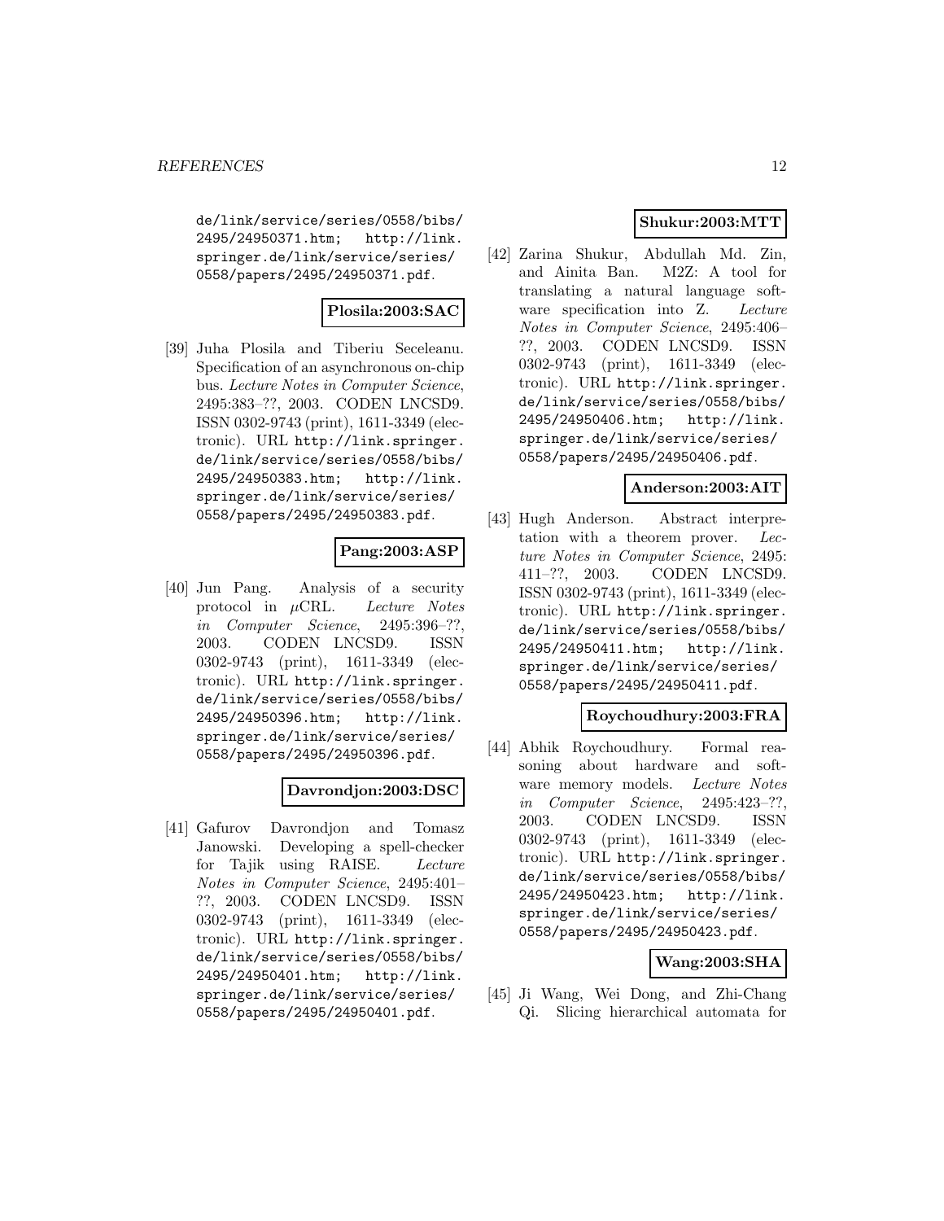de/link/service/series/0558/bibs/2495/24950371.htm; http://link.springer.de/link/service/series/0558/papers/2495/24950371.pdf.

**Plosila:2003:SAC**

[39] Juha Plosila and Tiberiu Seceleanu. Specification of an asynchronous on-chip bus. *Lecture Notes in Computer Science*, 2495:383–??, 2003. CODEN LNCSD9. ISSN 0302-9743 (print), 1611-3349 (electronic). URL http://link.springer.de/link/service/series/0558/bibs/2495/24950383.htm; http://link.springer.de/link/service/series/0558/papers/2495/24950383.pdf.

**Pang:2003:ASP**

[40] Jun Pang. Analysis of a security protocol in $\mu$CRL. *Lecture Notes in Computer Science*, 2495:396–??, 2003. CODEN LNCSD9. ISSN 0302-9743 (print), 1611-3349 (electronic). URL http://link.springer.de/link/service/series/0558/bibs/2495/24950396.htm; http://link.springer.de/link/service/series/0558/papers/2495/24950396.pdf.

**Davrondjon:2003:DSC**

[41] Gafurov Davrondjon and Tomasz Janowski. Developing a spell-checker for Tajik using RAISE. *Lecture Notes in Computer Science*, 2495:401–??, 2003. CODEN LNCSD9. ISSN 0302-9743 (print), 1611-3349 (electronic). URL http://link.springer.de/link/service/series/0558/bibs/2495/24950401.htm; http://link.springer.de/link/service/series/0558/papers/2495/24950401.pdf.

**Shukur:2003:MTT**

[42] Zarina Shukur, Abdullah Md. Zin, and Ainita Ban. M2Z: A tool for translating a natural language software specification into Z. *Lecture Notes in Computer Science*, 2495:406–??, 2003. CODEN LNCSD9. ISSN 0302-9743 (print), 1611-3349 (electronic). URL http://link.springer.de/link/service/series/0558/bibs/2495/24950406.htm; http://link.springer.de/link/service/series/0558/papers/2495/24950406.pdf.

**Anderson:2003:AIT**

[43] Hugh Anderson. Abstract interpretation with a theorem prover. *Lecture Notes in Computer Science*, 2495:411–??, 2003. CODEN LNCSD9. ISSN 0302-9743 (print), 1611-3349 (electronic). URL http://link.springer.de/link/service/series/0558/bibs/2495/24950411.htm; http://link.springer.de/link/service/series/0558/papers/2495/24950411.pdf.

**Roychoudhury:2003:FRA**

[44] Abhik Roychoudhury. Formal reasoning about hardware and software memory models. *Lecture Notes in Computer Science*, 2495:423–??, 2003. CODEN LNCSD9. ISSN 0302-9743 (print), 1611-3349 (electronic). URL http://link.springer.de/link/service/series/0558/bibs/2495/24950423.htm; http://link.springer.de/link/service/series/0558/papers/2495/24950423.pdf.

**Wang:2003:SHA**

[45] Ji Wang, Wei Dong, and Zhi-Chang Qi. Slicing hierarchical automata for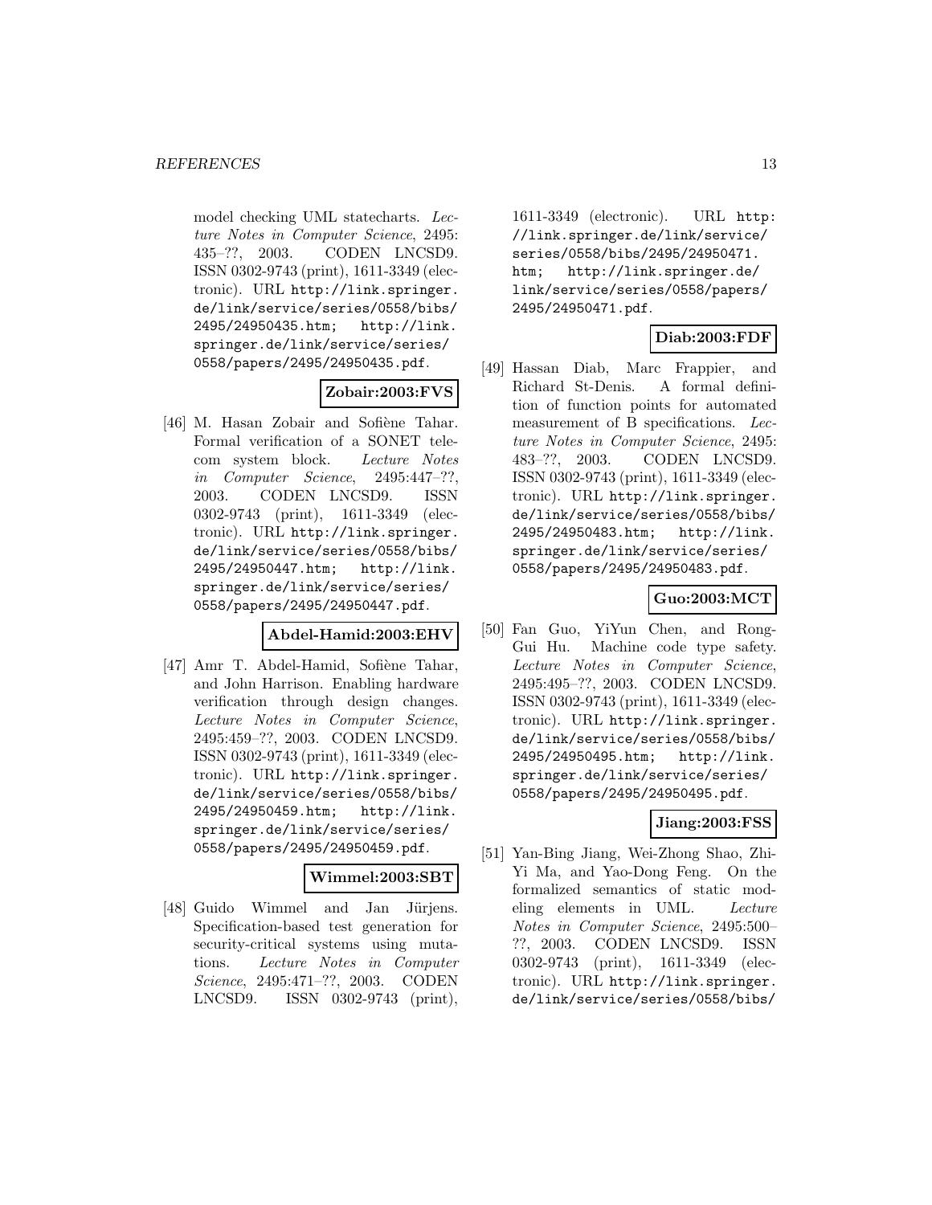model checking UML statecharts. *Lecture Notes in Computer Science*, 2495: 435–??, 2003. CODEN LNCSD9. ISSN 0302-9743 (print), 1611-3349 (electronic). URL http://link.springer.de/link/service/series/0558/bibs/2495/24950435.htm; http://link.springer.de/link/service/series/0558/papers/2495/24950435.pdf.

**Zobair:2003:FVS**

[46] M. Hasan Zobair and Sofiène Tahar. Formal verification of a SONET telecom system block. *Lecture Notes in Computer Science*, 2495:447–??, 2003. CODEN LNCSD9. ISSN 0302-9743 (print), 1611-3349 (electronic). URL http://link.springer.de/link/service/series/0558/bibs/2495/24950447.htm; http://link.springer.de/link/service/series/0558/papers/2495/24950447.pdf.

**Abdel-Hamid:2003:EHV**

[47] Amr T. Abdel-Hamid, Sofiène Tahar, and John Harrison. Enabling hardware verification through design changes. *Lecture Notes in Computer Science*, 2495:459–??, 2003. CODEN LNCSD9. ISSN 0302-9743 (print), 1611-3349 (electronic). URL http://link.springer.de/link/service/series/0558/bibs/2495/24950459.htm; http://link.springer.de/link/service/series/0558/papers/2495/24950459.pdf.

**Wimmel:2003:SBT**

[48] Guido Wimmel and Jan Jürjens. Specification-based test generation for security-critical systems using mutations. *Lecture Notes in Computer Science*, 2495:471–??, 2003. CODEN LNCSD9. ISSN 0302-9743 (print), 1611-3349 (electronic). URL http://link.springer.de/link/service/series/0558/bibs/2495/24950471.htm; http://link.springer.de/link/service/series/0558/papers/2495/24950471.pdf.

**Diab:2003:FDF**

[49] Hassan Diab, Marc Frappier, and Richard St-Denis. A formal definition of function points for automated measurement of B specifications. *Lecture Notes in Computer Science*, 2495: 483–??, 2003. CODEN LNCSD9. ISSN 0302-9743 (print), 1611-3349 (electronic). URL http://link.springer.de/link/service/series/0558/bibs/2495/24950483.htm; http://link.springer.de/link/service/series/0558/papers/2495/24950483.pdf.

**Guo:2003:MCT**

[50] Fan Guo, YiYun Chen, and Rong-Gui Hu. Machine code type safety. *Lecture Notes in Computer Science*, 2495:495–??, 2003. CODEN LNCSD9. ISSN 0302-9743 (print), 1611-3349 (electronic). URL http://link.springer.de/link/service/series/0558/bibs/2495/24950495.htm; http://link.springer.de/link/service/series/0558/papers/2495/24950495.pdf.

**Jiang:2003:FSS**

[51] Yan-Bing Jiang, Wei-Zhong Shao, Zhi-Yi Ma, and Yao-Dong Feng. On the formalized semantics of static modeling elements in UML. *Lecture Notes in Computer Science*, 2495:500–??, 2003. CODEN LNCSD9. ISSN 0302-9743 (print), 1611-3349 (electronic). URL http://link.springer.de/link/service/series/0558/bibs/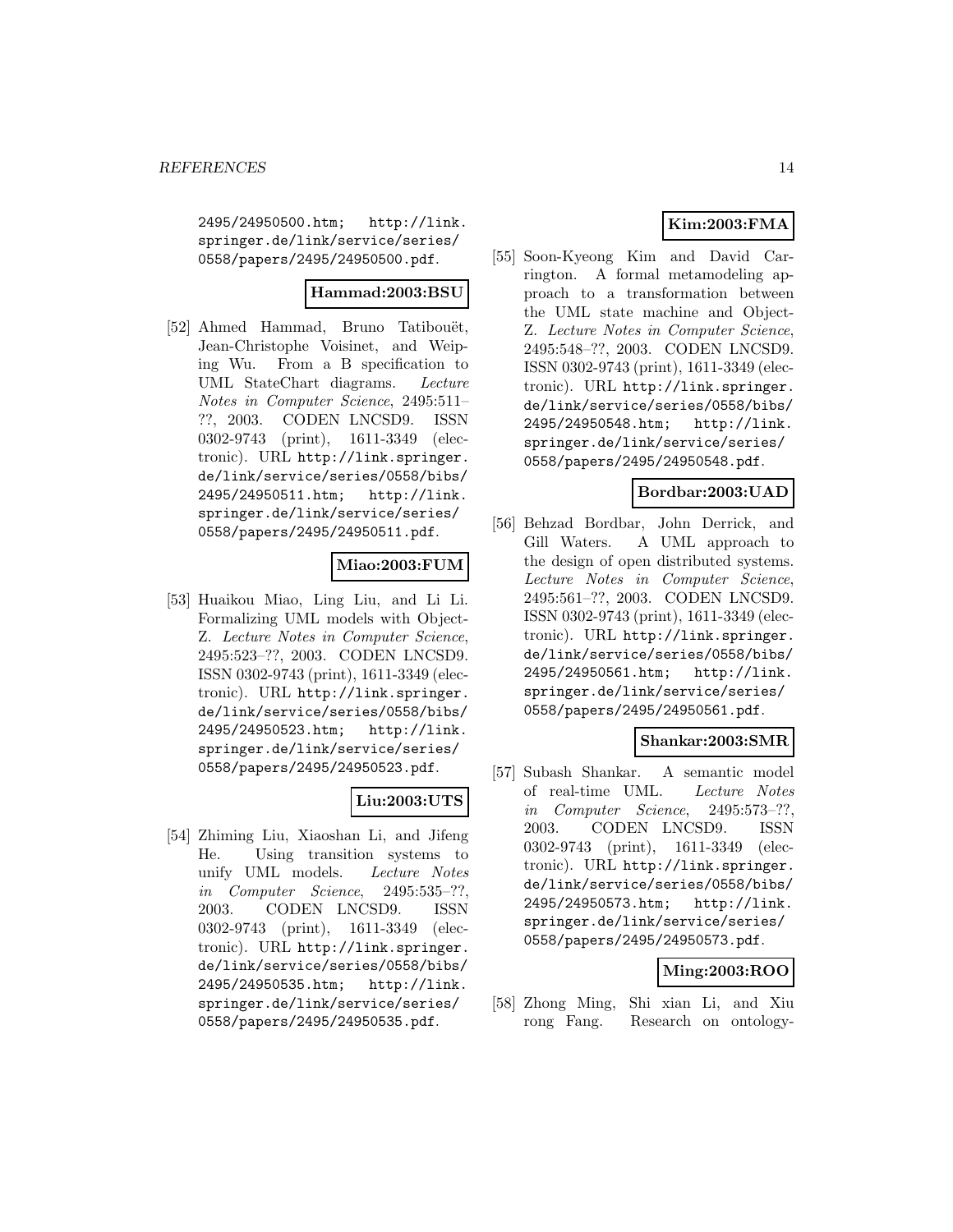2495/24950500.htm; http://link.springer.de/link/service/series/0558/papers/2495/24950500.pdf.

**Hammad:2003:BSU**

[52] Ahmed Hammad, Bruno Tatibouët, Jean-Christophe Voisinet, and Weiping Wu. From a B specification to UML StateChart diagrams. *Lecture Notes in Computer Science*, 2495:511–??, 2003. CODEN LNCSD9. ISSN 0302-9743 (print), 1611-3349 (electronic). URL http://link.springer.de/link/service/series/0558/bibs/2495/24950511.htm; http://link.springer.de/link/service/series/0558/papers/2495/24950511.pdf.

**Miao:2003:FUM**

[53] Huaikou Miao, Ling Liu, and Li Li. Formalizing UML models with Object-Z. *Lecture Notes in Computer Science*, 2495:523–??, 2003. CODEN LNCSD9. ISSN 0302-9743 (print), 1611-3349 (electronic). URL http://link.springer.de/link/service/series/0558/bibs/2495/24950523.htm; http://link.springer.de/link/service/series/0558/papers/2495/24950523.pdf.

**Liu:2003:UTS**

[54] Zhiming Liu, Xiaoshan Li, and Jifeng He. Using transition systems to unify UML models. *Lecture Notes in Computer Science*, 2495:535–??, 2003. CODEN LNCSD9. ISSN 0302-9743 (print), 1611-3349 (electronic). URL http://link.springer.de/link/service/series/0558/bibs/2495/24950535.htm; http://link.springer.de/link/service/series/0558/papers/2495/24950535.pdf.

**Kim:2003:FMA**

[55] Soon-Kyeong Kim and David Carrington. A formal metamodeling approach to a transformation between the UML state machine and Object-Z. *Lecture Notes in Computer Science*, 2495:548–??, 2003. CODEN LNCSD9. ISSN 0302-9743 (print), 1611-3349 (electronic). URL http://link.springer.de/link/service/series/0558/bibs/2495/24950548.htm; http://link.springer.de/link/service/series/0558/papers/2495/24950548.pdf.

**Bordbar:2003:UAD**

[56] Behzad Bordbar, John Derrick, and Gill Waters. A UML approach to the design of open distributed systems. *Lecture Notes in Computer Science*, 2495:561–??, 2003. CODEN LNCSD9. ISSN 0302-9743 (print), 1611-3349 (electronic). URL http://link.springer.de/link/service/series/0558/bibs/2495/24950561.htm; http://link.springer.de/link/service/series/0558/papers/2495/24950561.pdf.

**Shankar:2003:SMR**

[57] Subash Shankar. A semantic model of real-time UML. *Lecture Notes in Computer Science*, 2495:573–??, 2003. CODEN LNCSD9. ISSN 0302-9743 (print), 1611-3349 (electronic). URL http://link.springer.de/link/service/series/0558/bibs/2495/24950573.htm; http://link.springer.de/link/service/series/0558/papers/2495/24950573.pdf.

**Ming:2003:ROO**

[58] Zhong Ming, Shi xian Li, and Xiu rong Fang. Research on ontology-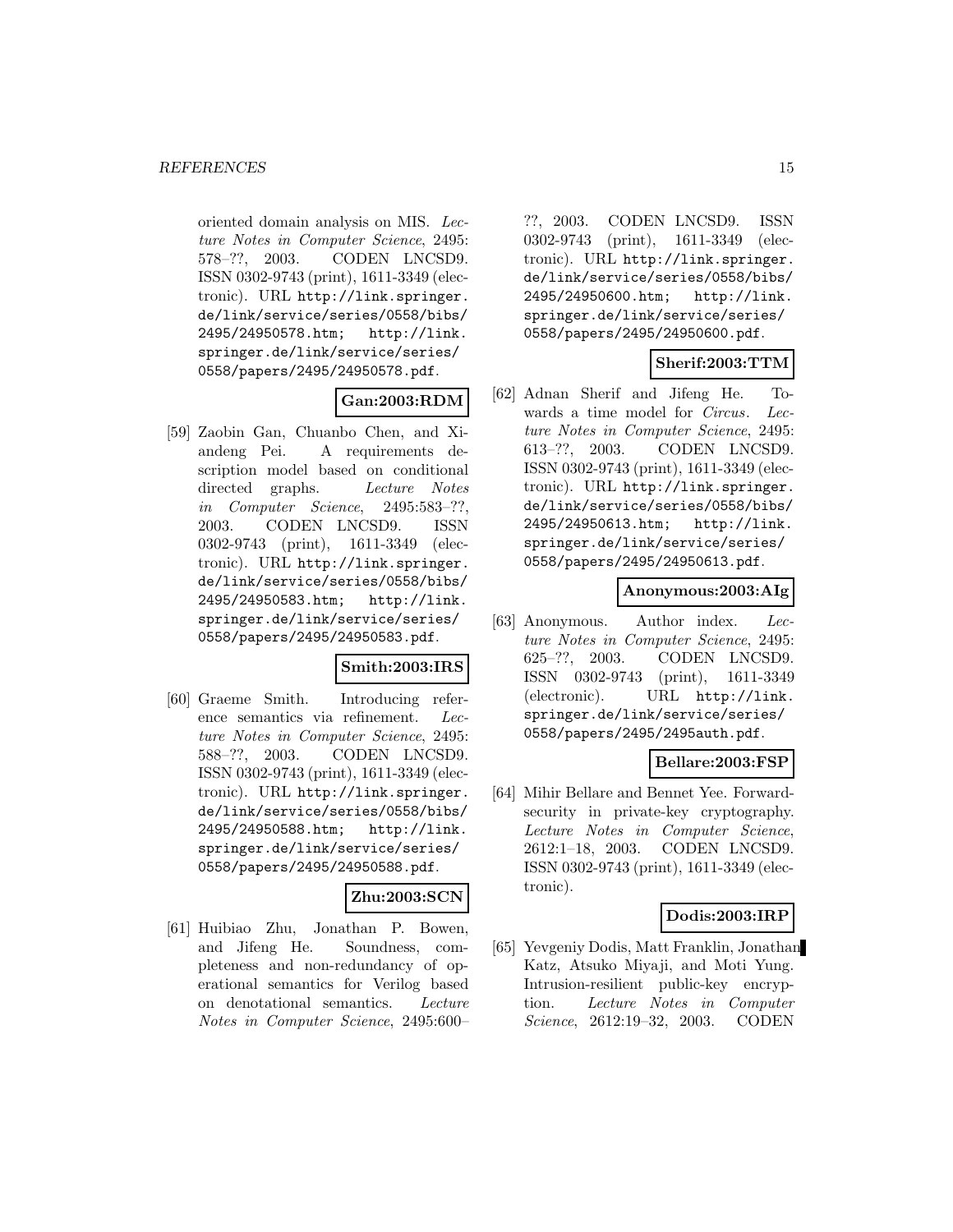oriented domain analysis on MIS. *Lecture Notes in Computer Science*, 2495: 578–??, 2003. CODEN LNCSD9. ISSN 0302-9743 (print), 1611-3349 (electronic). URL http://link.springer.de/link/service/series/0558/bibs/2495/24950578.htm; http://link.springer.de/link/service/series/0558/papers/2495/24950578.pdf.

**Gan:2003:RDM**

[59] Zaobin Gan, Chuanbo Chen, and Xiandeng Pei. A requirements description model based on conditional directed graphs. *Lecture Notes in Computer Science*, 2495:583–??, 2003. CODEN LNCSD9. ISSN 0302-9743 (print), 1611-3349 (electronic). URL http://link.springer.de/link/service/series/0558/bibs/2495/24950583.htm; http://link.springer.de/link/service/series/0558/papers/2495/24950583.pdf.

**Smith:2003:IRS**

[60] Graeme Smith. Introducing reference semantics via refinement. *Lecture Notes in Computer Science*, 2495: 588–??, 2003. CODEN LNCSD9. ISSN 0302-9743 (print), 1611-3349 (electronic). URL http://link.springer.de/link/service/series/0558/bibs/2495/24950588.htm; http://link.springer.de/link/service/series/0558/papers/2495/24950588.pdf.

**Zhu:2003:SCN**

[61] Huibiao Zhu, Jonathan P. Bowen, and Jifeng He. Soundness, completeness and non-redundancy of operational semantics for Verilog based on denotational semantics. *Lecture Notes in Computer Science*, 2495:600–??, 2003. CODEN LNCSD9. ISSN 0302-9743 (print), 1611-3349 (electronic). URL http://link.springer.de/link/service/series/0558/bibs/2495/24950600.htm; http://link.springer.de/link/service/series/0558/papers/2495/24950600.pdf.

**Sherif:2003:TTM**

[62] Adnan Sherif and Jifeng He. Towards a time model for *Circus*. *Lecture Notes in Computer Science*, 2495: 613–??, 2003. CODEN LNCSD9. ISSN 0302-9743 (print), 1611-3349 (electronic). URL http://link.springer.de/link/service/series/0558/bibs/2495/24950613.htm; http://link.springer.de/link/service/series/0558/papers/2495/24950613.pdf.

**Anonymous:2003:AIg**

[63] Anonymous. Author index. *Lecture Notes in Computer Science*, 2495: 625–??, 2003. CODEN LNCSD9. ISSN 0302-9743 (print), 1611-3349 (electronic). URL http://link.springer.de/link/service/series/0558/papers/2495/2495auth.pdf.

**Bellare:2003:FSP**

[64] Mihir Bellare and Bennet Yee. Forward-security in private-key cryptography. *Lecture Notes in Computer Science*, 2612:1–18, 2003. CODEN LNCSD9. ISSN 0302-9743 (print), 1611-3349 (electronic).

**Dodis:2003:IRP**

[65] Yevgeniy Dodis, Matt Franklin, Jonathan Katz, Atsuko Miyaji, and Moti Yung. Intrusion-resilient public-key encryption. *Lecture Notes in Computer Science*, 2612:19–32, 2003. CODEN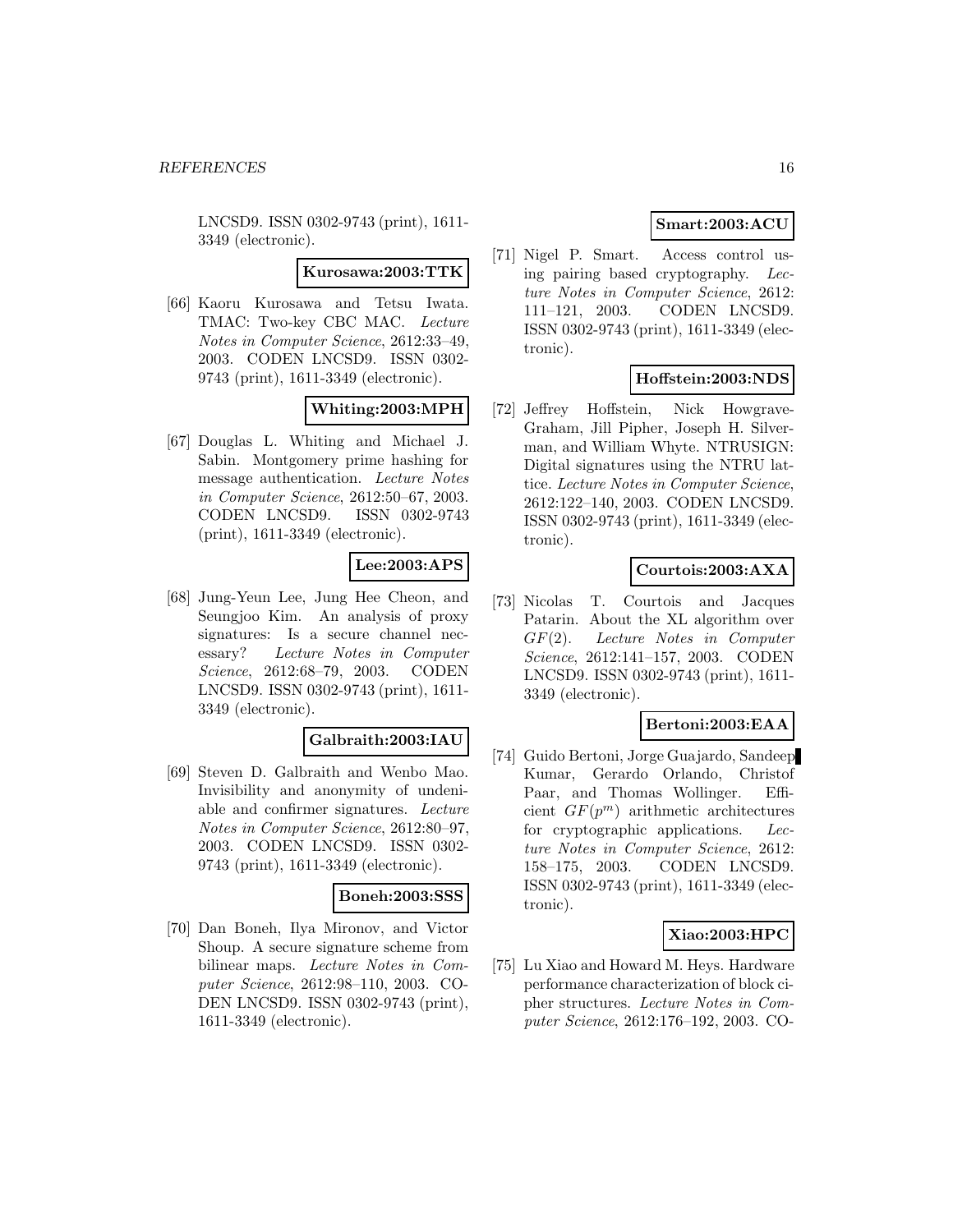LNCSD9. ISSN 0302-9743 (print), 1611-3349 (electronic).

**Kurosawa:2003:TTK**

[66] Kaoru Kurosawa and Tetsu Iwata. TMAC: Two-key CBC MAC. *Lecture Notes in Computer Science*, 2612:33–49, 2003. CODEN LNCSD9. ISSN 0302-9743 (print), 1611-3349 (electronic).

**Whiting:2003:MPH**

[67] Douglas L. Whiting and Michael J. Sabin. Montgomery prime hashing for message authentication. *Lecture Notes in Computer Science*, 2612:50–67, 2003. CODEN LNCSD9. ISSN 0302-9743 (print), 1611-3349 (electronic).

**Lee:2003:APS**

[68] Jung-Yeun Lee, Jung Hee Cheon, and Seungjoo Kim. An analysis of proxy signatures: Is a secure channel necessary? *Lecture Notes in Computer Science*, 2612:68–79, 2003. CODEN LNCSD9. ISSN 0302-9743 (print), 1611-3349 (electronic).

**Galbraith:2003:IAU**

[69] Steven D. Galbraith and Wenbo Mao. Invisibility and anonymity of undeniable and confirmer signatures. *Lecture Notes in Computer Science*, 2612:80–97, 2003. CODEN LNCSD9. ISSN 0302-9743 (print), 1611-3349 (electronic).

**Boneh:2003:SSS**

[70] Dan Boneh, Ilya Mironov, and Victor Shoup. A secure signature scheme from bilinear maps. *Lecture Notes in Computer Science*, 2612:98–110, 2003. CODEN LNCSD9. ISSN 0302-9743 (print), 1611-3349 (electronic).

**Smart:2003:ACU**

[71] Nigel P. Smart. Access control using pairing based cryptography. *Lecture Notes in Computer Science*, 2612:111–121, 2003. CODEN LNCSD9. ISSN 0302-9743 (print), 1611-3349 (electronic).

**Hoffstein:2003:NDS**

[72] Jeffrey Hoffstein, Nick Howgrave-Graham, Jill Pipher, Joseph H. Silverman, and William Whyte. NTRUSIGN: Digital signatures using the NTRU lattice. *Lecture Notes in Computer Science*, 2612:122–140, 2003. CODEN LNCSD9. ISSN 0302-9743 (print), 1611-3349 (electronic).

**Courtois:2003:AXA**

[73] Nicolas T. Courtois and Jacques Patarin. About the XL algorithm over $GF(2)$. *Lecture Notes in Computer Science*, 2612:141–157, 2003. CODEN LNCSD9. ISSN 0302-9743 (print), 1611-3349 (electronic).

**Bertoni:2003:EAA**

[74] Guido Bertoni, Jorge Guajardo, Sandeep Kumar, Gerardo Orlando, Christof Paar, and Thomas Wollinger. Efficient $GF(p^m)$ arithmetic architectures for cryptographic applications. *Lecture Notes in Computer Science*, 2612:158–175, 2003. CODEN LNCSD9. ISSN 0302-9743 (print), 1611-3349 (electronic).

**Xiao:2003:HPC**

[75] Lu Xiao and Howard M. Heys. Hardware performance characterization of block cipher structures. *Lecture Notes in Computer Science*, 2612:176–192, 2003. CO-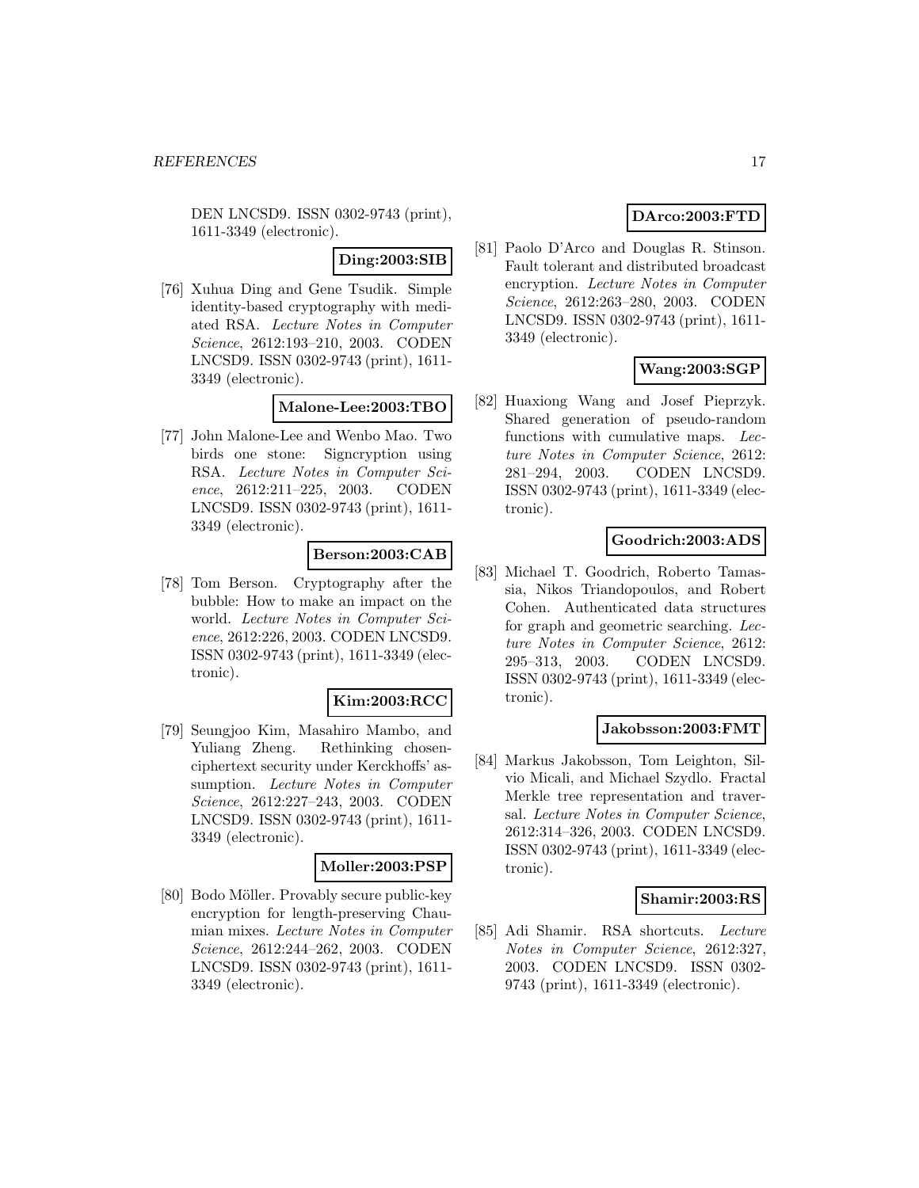DEN LNCSD9. ISSN 0302-9743 (print), 1611-3349 (electronic).

**Ding:2003:SIB**

[76] Xuhua Ding and Gene Tsudik. Simple identity-based cryptography with mediated RSA. *Lecture Notes in Computer Science*, 2612:193–210, 2003. CODEN LNCSD9. ISSN 0302-9743 (print), 1611-3349 (electronic).

**Malone-Lee:2003:TBO**

[77] John Malone-Lee and Wenbo Mao. Two birds one stone: Signcryption using RSA. *Lecture Notes in Computer Science*, 2612:211–225, 2003. CODEN LNCSD9. ISSN 0302-9743 (print), 1611-3349 (electronic).

**Berson:2003:CAB**

[78] Tom Berson. Cryptography after the bubble: How to make an impact on the world. *Lecture Notes in Computer Science*, 2612:226, 2003. CODEN LNCSD9. ISSN 0302-9743 (print), 1611-3349 (electronic).

**Kim:2003:RCC**

[79] Seungjoo Kim, Masahiro Mambo, and Yuliang Zheng. Rethinking chosen-ciphertext security under Kerckhoffs' assumption. *Lecture Notes in Computer Science*, 2612:227–243, 2003. CODEN LNCSD9. ISSN 0302-9743 (print), 1611-3349 (electronic).

**Moller:2003:PSP**

[80] Bodo Möller. Provably secure public-key encryption for length-preserving Chaumian mixes. *Lecture Notes in Computer Science*, 2612:244–262, 2003. CODEN LNCSD9. ISSN 0302-9743 (print), 1611-3349 (electronic).

**DArco:2003:FTD**

[81] Paolo D'Arco and Douglas R. Stinson. Fault tolerant and distributed broadcast encryption. *Lecture Notes in Computer Science*, 2612:263–280, 2003. CODEN LNCSD9. ISSN 0302-9743 (print), 1611-3349 (electronic).

**Wang:2003:SGP**

[82] Huaxiong Wang and Josef Pieprzyk. Shared generation of pseudo-random functions with cumulative maps. *Lecture Notes in Computer Science*, 2612:281–294, 2003. CODEN LNCSD9. ISSN 0302-9743 (print), 1611-3349 (electronic).

**Goodrich:2003:ADS**

[83] Michael T. Goodrich, Roberto Tamassia, Nikos Triandopoulos, and Robert Cohen. Authenticated data structures for graph and geometric searching. *Lecture Notes in Computer Science*, 2612:295–313, 2003. CODEN LNCSD9. ISSN 0302-9743 (print), 1611-3349 (electronic).

**Jakobsson:2003:FMT**

[84] Markus Jakobsson, Tom Leighton, Silvio Micali, and Michael Szydlo. Fractal Merkle tree representation and traversal. *Lecture Notes in Computer Science*, 2612:314–326, 2003. CODEN LNCSD9. ISSN 0302-9743 (print), 1611-3349 (electronic).

**Shamir:2003:RS**

[85] Adi Shamir. RSA shortcuts. *Lecture Notes in Computer Science*, 2612:327, 2003. CODEN LNCSD9. ISSN 0302-9743 (print), 1611-3349 (electronic).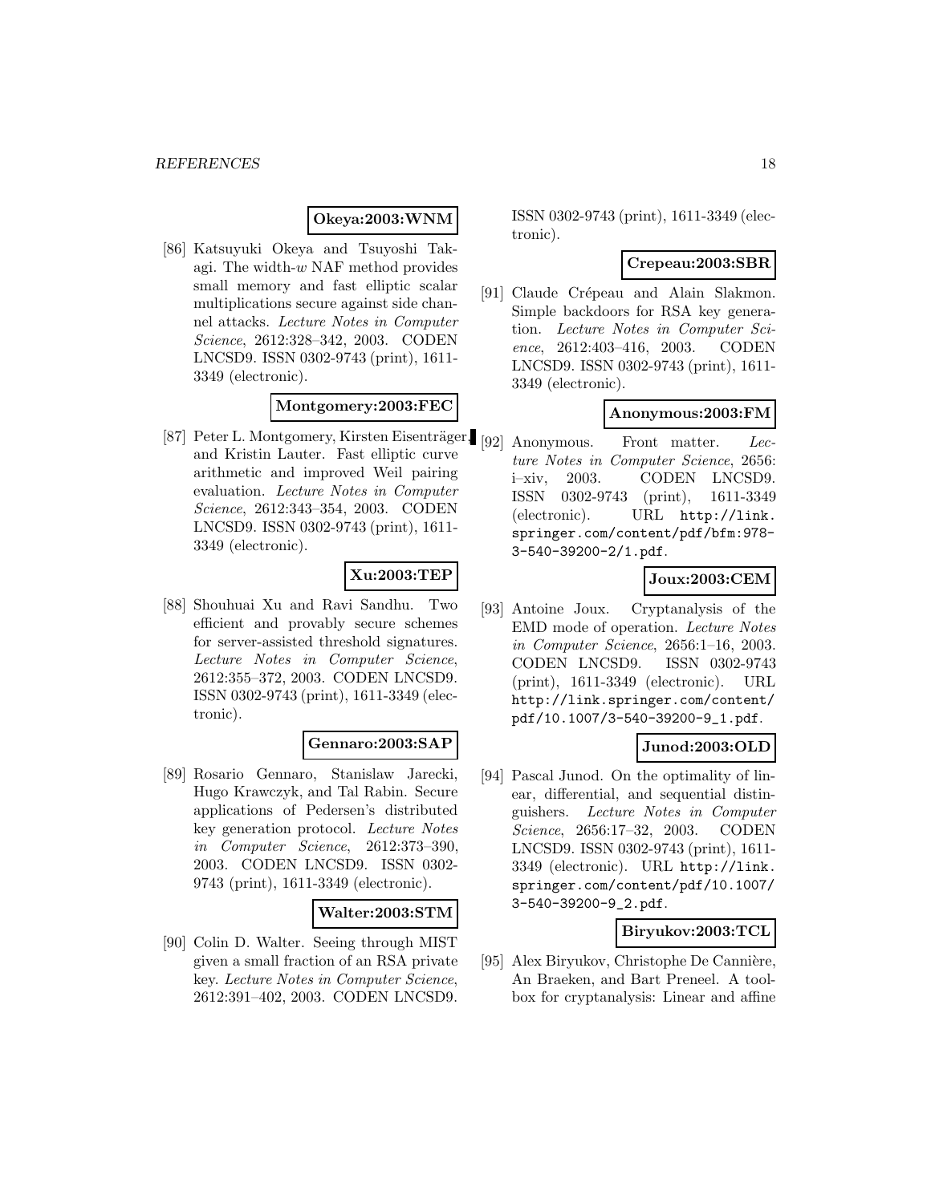**Okeya:2003:WNM**

[86] Katsuyuki Okeya and Tsuyoshi Takagi. The width-$w$ NAF method provides small memory and fast elliptic scalar multiplications secure against side channel attacks. *Lecture Notes in Computer Science*, 2612:328–342, 2003. CODEN LNCSD9. ISSN 0302-9743 (print), 1611-3349 (electronic).

**Montgomery:2003:FEC**

[87] Peter L. Montgomery, Kirsten Eisenträger, and Kristin Lauter. Fast elliptic curve arithmetic and improved Weil pairing evaluation. *Lecture Notes in Computer Science*, 2612:343–354, 2003. CODEN LNCSD9. ISSN 0302-9743 (print), 1611-3349 (electronic).

**Xu:2003:TEP**

[88] Shouhuai Xu and Ravi Sandhu. Two efficient and provably secure schemes for server-assisted threshold signatures. *Lecture Notes in Computer Science*, 2612:355–372, 2003. CODEN LNCSD9. ISSN 0302-9743 (print), 1611-3349 (electronic).

**Gennaro:2003:SAP**

[89] Rosario Gennaro, Stanislaw Jarecki, Hugo Krawczyk, and Tal Rabin. Secure applications of Pedersen's distributed key generation protocol. *Lecture Notes in Computer Science*, 2612:373–390, 2003. CODEN LNCSD9. ISSN 0302-9743 (print), 1611-3349 (electronic).

**Walter:2003:STM**

[90] Colin D. Walter. Seeing through MIST given a small fraction of an RSA private key. *Lecture Notes in Computer Science*, 2612:391–402, 2003. CODEN LNCSD9. ISSN 0302-9743 (print), 1611-3349 (electronic).

**Crepeau:2003:SBR**

[91] Claude Crépeau and Alain Slakmon. Simple backdoors for RSA key generation. *Lecture Notes in Computer Science*, 2612:403–416, 2003. CODEN LNCSD9. ISSN 0302-9743 (print), 1611-3349 (electronic).

**Anonymous:2003:FM**

[92] Anonymous. Front matter. *Lecture Notes in Computer Science*, 2656: i–xiv, 2003. CODEN LNCSD9. ISSN 0302-9743 (print), 1611-3349 (electronic). URL http://link.springer.com/content/pdf/bfm:978-3-540-39200-2/1.pdf.

**Joux:2003:CEM**

[93] Antoine Joux. Cryptanalysis of the EMD mode of operation. *Lecture Notes in Computer Science*, 2656:1–16, 2003. CODEN LNCSD9. ISSN 0302-9743 (print), 1611-3349 (electronic). URL http://link.springer.com/content/pdf/10.1007/3-540-39200-9_1.pdf.

**Junod:2003:OLD**

[94] Pascal Junod. On the optimality of linear, differential, and sequential distinguishers. *Lecture Notes in Computer Science*, 2656:17–32, 2003. CODEN LNCSD9. ISSN 0302-9743 (print), 1611-3349 (electronic). URL http://link.springer.com/content/pdf/10.1007/3-540-39200-9_2.pdf.

**Biryukov:2003:TCL**

[95] Alex Biryukov, Christophe De Cannière, An Braeken, and Bart Preneel. A toolbox for cryptanalysis: Linear and affine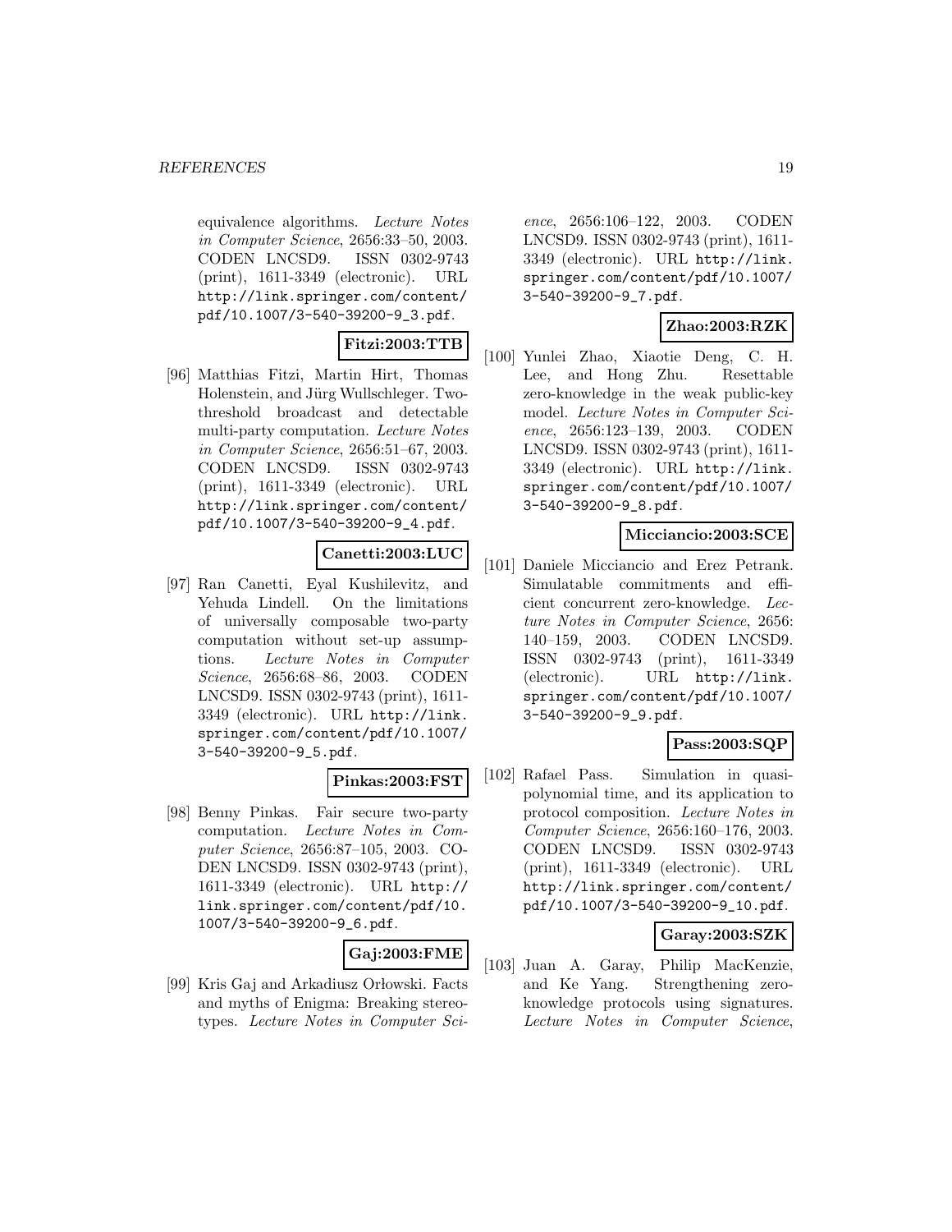equivalence algorithms. *Lecture Notes in Computer Science*, 2656:33–50, 2003. CODEN LNCSD9. ISSN 0302-9743 (print), 1611-3349 (electronic). URL http://link.springer.com/content/pdf/10.1007/3-540-39200-9_3.pdf.

**Fitzi:2003:TTB**

[96] Matthias Fitzi, Martin Hirt, Thomas Holenstein, and Jürg Wullschleger. Two-threshold broadcast and detectable multi-party computation. *Lecture Notes in Computer Science*, 2656:51–67, 2003. CODEN LNCSD9. ISSN 0302-9743 (print), 1611-3349 (electronic). URL http://link.springer.com/content/pdf/10.1007/3-540-39200-9_4.pdf.

**Canetti:2003:LUC**

[97] Ran Canetti, Eyal Kushilevitz, and Yehuda Lindell. On the limitations of universally composable two-party computation without set-up assumptions. *Lecture Notes in Computer Science*, 2656:68–86, 2003. CODEN LNCSD9. ISSN 0302-9743 (print), 1611-3349 (electronic). URL http://link.springer.com/content/pdf/10.1007/3-540-39200-9_5.pdf.

**Pinkas:2003:FST**

[98] Benny Pinkas. Fair secure two-party computation. *Lecture Notes in Computer Science*, 2656:87–105, 2003. CODEN LNCSD9. ISSN 0302-9743 (print), 1611-3349 (electronic). URL http://link.springer.com/content/pdf/10.1007/3-540-39200-9_6.pdf.

**Gaj:2003:FME**

[99] Kris Gaj and Arkadiusz Orłowski. Facts and myths of Enigma: Breaking stereotypes. *Lecture Notes in Computer Science*, 2656:106–122, 2003. CODEN LNCSD9. ISSN 0302-9743 (print), 1611-3349 (electronic). URL http://link.springer.com/content/pdf/10.1007/3-540-39200-9_7.pdf.

**Zhao:2003:RZK**

[100] Yunlei Zhao, Xiaotie Deng, C. H. Lee, and Hong Zhu. Resettable zero-knowledge in the weak public-key model. *Lecture Notes in Computer Science*, 2656:123–139, 2003. CODEN LNCSD9. ISSN 0302-9743 (print), 1611-3349 (electronic). URL http://link.springer.com/content/pdf/10.1007/3-540-39200-9_8.pdf.

**Micciancio:2003:SCE**

[101] Daniele Micciancio and Erez Petrank. Simulatable commitments and efficient concurrent zero-knowledge. *Lecture Notes in Computer Science*, 2656: 140–159, 2003. CODEN LNCSD9. ISSN 0302-9743 (print), 1611-3349 (electronic). URL http://link.springer.com/content/pdf/10.1007/3-540-39200-9_9.pdf.

**Pass:2003:SQP**

[102] Rafael Pass. Simulation in quasi-polynomial time, and its application to protocol composition. *Lecture Notes in Computer Science*, 2656:160–176, 2003. CODEN LNCSD9. ISSN 0302-9743 (print), 1611-3349 (electronic). URL http://link.springer.com/content/pdf/10.1007/3-540-39200-9_10.pdf.

**Garay:2003:SZK**

[103] Juan A. Garay, Philip MacKenzie, and Ke Yang. Strengthening zero-knowledge protocols using signatures. *Lecture Notes in Computer Science*,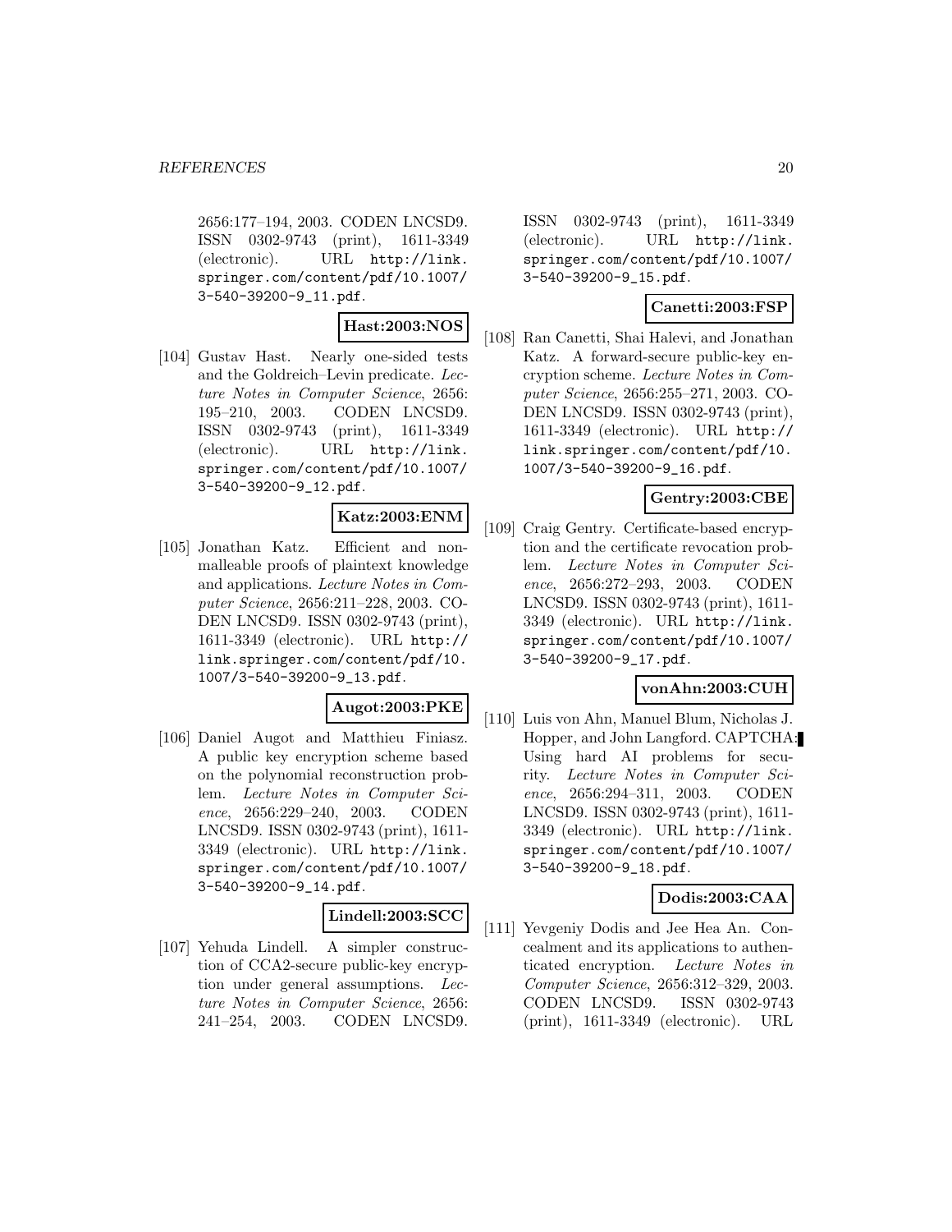2656:177–194, 2003. CODEN LNCSD9. ISSN 0302-9743 (print), 1611-3349 (electronic). URL http://link.springer.com/content/pdf/10.1007/3-540-39200-9_11.pdf.

**Hast:2003:NOS**

[104] Gustav Hast. Nearly one-sided tests and the Goldreich–Levin predicate. *Lecture Notes in Computer Science*, 2656: 195–210, 2003. CODEN LNCSD9. ISSN 0302-9743 (print), 1611-3349 (electronic). URL http://link.springer.com/content/pdf/10.1007/3-540-39200-9_12.pdf.

**Katz:2003:ENM**

[105] Jonathan Katz. Efficient and non-malleable proofs of plaintext knowledge and applications. *Lecture Notes in Computer Science*, 2656:211–228, 2003. CODEN LNCSD9. ISSN 0302-9743 (print), 1611-3349 (electronic). URL http://link.springer.com/content/pdf/10.1007/3-540-39200-9_13.pdf.

**Augot:2003:PKE**

[106] Daniel Augot and Matthieu Finiasz. A public key encryption scheme based on the polynomial reconstruction problem. *Lecture Notes in Computer Science*, 2656:229–240, 2003. CODEN LNCSD9. ISSN 0302-9743 (print), 1611-3349 (electronic). URL http://link.springer.com/content/pdf/10.1007/3-540-39200-9_14.pdf.

**Lindell:2003:SCC**

[107] Yehuda Lindell. A simpler construction of CCA2-secure public-key encryption under general assumptions. *Lecture Notes in Computer Science*, 2656: 241–254, 2003. CODEN LNCSD9. ISSN 0302-9743 (print), 1611-3349 (electronic). URL http://link.springer.com/content/pdf/10.1007/3-540-39200-9_15.pdf.

**Canetti:2003:FSP**

[108] Ran Canetti, Shai Halevi, and Jonathan Katz. A forward-secure public-key encryption scheme. *Lecture Notes in Computer Science*, 2656:255–271, 2003. CODEN LNCSD9. ISSN 0302-9743 (print), 1611-3349 (electronic). URL http://link.springer.com/content/pdf/10.1007/3-540-39200-9_16.pdf.

**Gentry:2003:CBE**

[109] Craig Gentry. Certificate-based encryption and the certificate revocation problem. *Lecture Notes in Computer Science*, 2656:272–293, 2003. CODEN LNCSD9. ISSN 0302-9743 (print), 1611-3349 (electronic). URL http://link.springer.com/content/pdf/10.1007/3-540-39200-9_17.pdf.

**vonAhn:2003:CUH**

[110] Luis von Ahn, Manuel Blum, Nicholas J. Hopper, and John Langford. CAPTCHA: Using hard AI problems for security. *Lecture Notes in Computer Science*, 2656:294–311, 2003. CODEN LNCSD9. ISSN 0302-9743 (print), 1611-3349 (electronic). URL http://link.springer.com/content/pdf/10.1007/3-540-39200-9_18.pdf.

**Dodis:2003:CAA**

[111] Yevgeniy Dodis and Jee Hea An. Concealment and its applications to authenticated encryption. *Lecture Notes in Computer Science*, 2656:312–329, 2003. CODEN LNCSD9. ISSN 0302-9743 (print), 1611-3349 (electronic). URL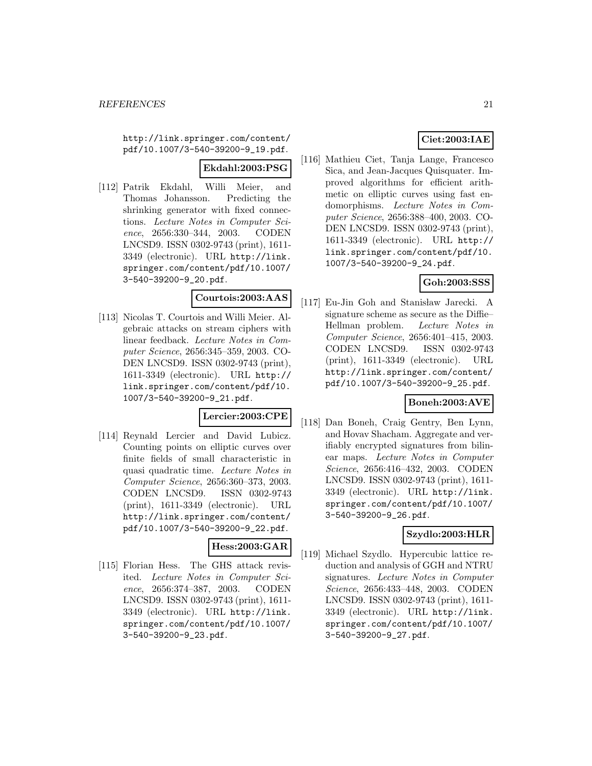http://link.springer.com/content/pdf/10.1007/3-540-39200-9_19.pdf.

**Ekdahl:2003:PSG**

[112] Patrik Ekdahl, Willi Meier, and Thomas Johansson. Predicting the shrinking generator with fixed connections. *Lecture Notes in Computer Science*, 2656:330–344, 2003. CODEN LNCSD9. ISSN 0302-9743 (print), 1611-3349 (electronic). URL http://link.springer.com/content/pdf/10.1007/3-540-39200-9_20.pdf.

**Courtois:2003:AAS**

[113] Nicolas T. Courtois and Willi Meier. Algebraic attacks on stream ciphers with linear feedback. *Lecture Notes in Computer Science*, 2656:345–359, 2003. CODEN LNCSD9. ISSN 0302-9743 (print), 1611-3349 (electronic). URL http://link.springer.com/content/pdf/10.1007/3-540-39200-9_21.pdf.

**Lercier:2003:CPE**

[114] Reynald Lercier and David Lubicz. Counting points on elliptic curves over finite fields of small characteristic in quasi quadratic time. *Lecture Notes in Computer Science*, 2656:360–373, 2003. CODEN LNCSD9. ISSN 0302-9743 (print), 1611-3349 (electronic). URL http://link.springer.com/content/pdf/10.1007/3-540-39200-9_22.pdf.

**Hess:2003:GAR**

[115] Florian Hess. The GHS attack revisited. *Lecture Notes in Computer Science*, 2656:374–387, 2003. CODEN LNCSD9. ISSN 0302-9743 (print), 1611-3349 (electronic). URL http://link.springer.com/content/pdf/10.1007/3-540-39200-9_23.pdf.

**Ciet:2003:IAE**

[116] Mathieu Ciet, Tanja Lange, Francesco Sica, and Jean-Jacques Quisquater. Improved algorithms for efficient arithmetic on elliptic curves using fast endomorphisms. *Lecture Notes in Computer Science*, 2656:388–400, 2003. CODEN LNCSD9. ISSN 0302-9743 (print), 1611-3349 (electronic). URL http://link.springer.com/content/pdf/10.1007/3-540-39200-9_24.pdf.

**Goh:2003:SSS**

[117] Eu-Jin Goh and Stanisław Jarecki. A signature scheme as secure as the Diffie–Hellman problem. *Lecture Notes in Computer Science*, 2656:401–415, 2003. CODEN LNCSD9. ISSN 0302-9743 (print), 1611-3349 (electronic). URL http://link.springer.com/content/pdf/10.1007/3-540-39200-9_25.pdf.

**Boneh:2003:AVE**

[118] Dan Boneh, Craig Gentry, Ben Lynn, and Hovav Shacham. Aggregate and verifiably encrypted signatures from bilinear maps. *Lecture Notes in Computer Science*, 2656:416–432, 2003. CODEN LNCSD9. ISSN 0302-9743 (print), 1611-3349 (electronic). URL http://link.springer.com/content/pdf/10.1007/3-540-39200-9_26.pdf.

**Szydlo:2003:HLR**

[119] Michael Szydlo. Hypercubic lattice reduction and analysis of GGH and NTRU signatures. *Lecture Notes in Computer Science*, 2656:433–448, 2003. CODEN LNCSD9. ISSN 0302-9743 (print), 1611-3349 (electronic). URL http://link.springer.com/content/pdf/10.1007/3-540-39200-9_27.pdf.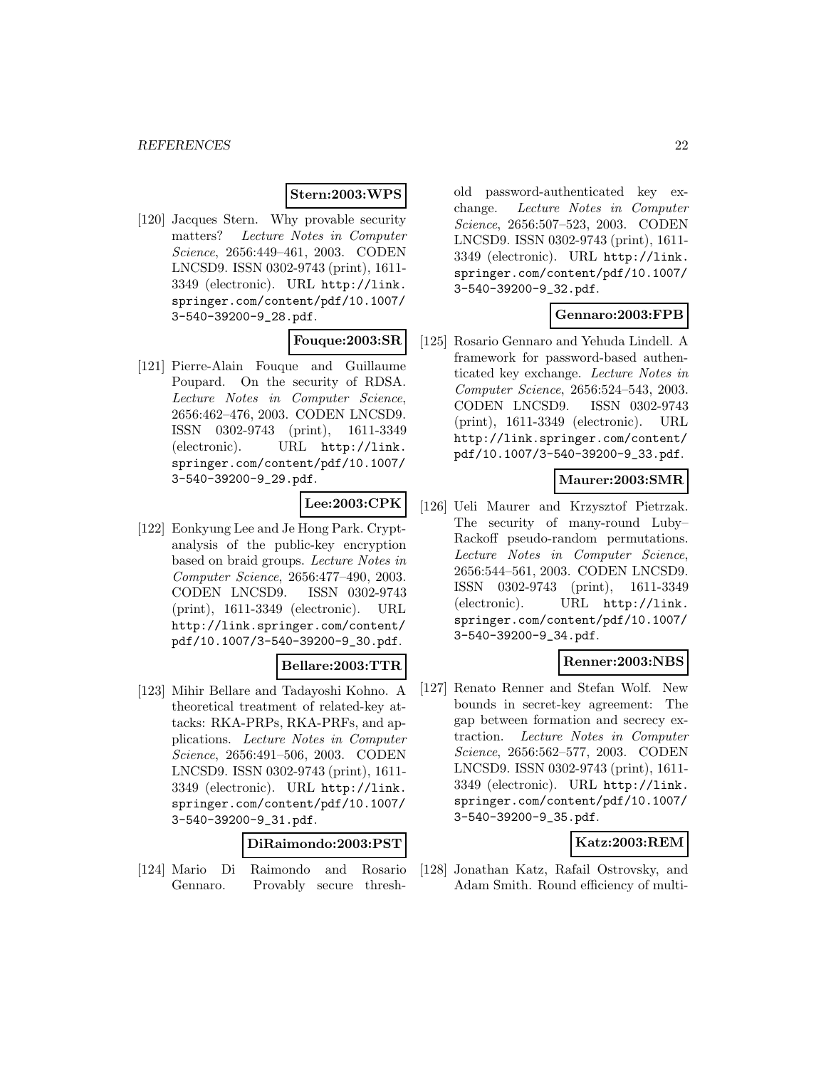**Stern:2003:WPS**

[120] Jacques Stern. Why provable security matters? *Lecture Notes in Computer Science*, 2656:449–461, 2003. CODEN LNCSD9. ISSN 0302-9743 (print), 1611-3349 (electronic). URL http://link.springer.com/content/pdf/10.1007/3-540-39200-9_28.pdf.

**Fouque:2003:SR**

[121] Pierre-Alain Fouque and Guillaume Poupard. On the security of RDSA. *Lecture Notes in Computer Science*, 2656:462–476, 2003. CODEN LNCSD9. ISSN 0302-9743 (print), 1611-3349 (electronic). URL http://link.springer.com/content/pdf/10.1007/3-540-39200-9_29.pdf.

**Lee:2003:CPK**

[122] Eonkyung Lee and Je Hong Park. Cryptanalysis of the public-key encryption based on braid groups. *Lecture Notes in Computer Science*, 2656:477–490, 2003. CODEN LNCSD9. ISSN 0302-9743 (print), 1611-3349 (electronic). URL http://link.springer.com/content/pdf/10.1007/3-540-39200-9_30.pdf.

**Bellare:2003:TTR**

[123] Mihir Bellare and Tadayoshi Kohno. A theoretical treatment of related-key attacks: RKA-PRPs, RKA-PRFs, and applications. *Lecture Notes in Computer Science*, 2656:491–506, 2003. CODEN LNCSD9. ISSN 0302-9743 (print), 1611-3349 (electronic). URL http://link.springer.com/content/pdf/10.1007/3-540-39200-9_31.pdf.

**DiRaimondo:2003:PST**

[124] Mario Di Raimondo and Rosario Gennaro. Provably secure threshold password-authenticated key exchange. *Lecture Notes in Computer Science*, 2656:507–523, 2003. CODEN LNCSD9. ISSN 0302-9743 (print), 1611-3349 (electronic). URL http://link.springer.com/content/pdf/10.1007/3-540-39200-9_32.pdf.

**Gennaro:2003:FPB**

[125] Rosario Gennaro and Yehuda Lindell. A framework for password-based authenticated key exchange. *Lecture Notes in Computer Science*, 2656:524–543, 2003. CODEN LNCSD9. ISSN 0302-9743 (print), 1611-3349 (electronic). URL http://link.springer.com/content/pdf/10.1007/3-540-39200-9_33.pdf.

**Maurer:2003:SMR**

[126] Ueli Maurer and Krzysztof Pietrzak. The security of many-round Luby–Rackoff pseudo-random permutations. *Lecture Notes in Computer Science*, 2656:544–561, 2003. CODEN LNCSD9. ISSN 0302-9743 (print), 1611-3349 (electronic). URL http://link.springer.com/content/pdf/10.1007/3-540-39200-9_34.pdf.

**Renner:2003:NBS**

[127] Renato Renner and Stefan Wolf. New bounds in secret-key agreement: The gap between formation and secrecy extraction. *Lecture Notes in Computer Science*, 2656:562–577, 2003. CODEN LNCSD9. ISSN 0302-9743 (print), 1611-3349 (electronic). URL http://link.springer.com/content/pdf/10.1007/3-540-39200-9_35.pdf.

**Katz:2003:REM**

[128] Jonathan Katz, Rafail Ostrovsky, and Adam Smith. Round efficiency of multi-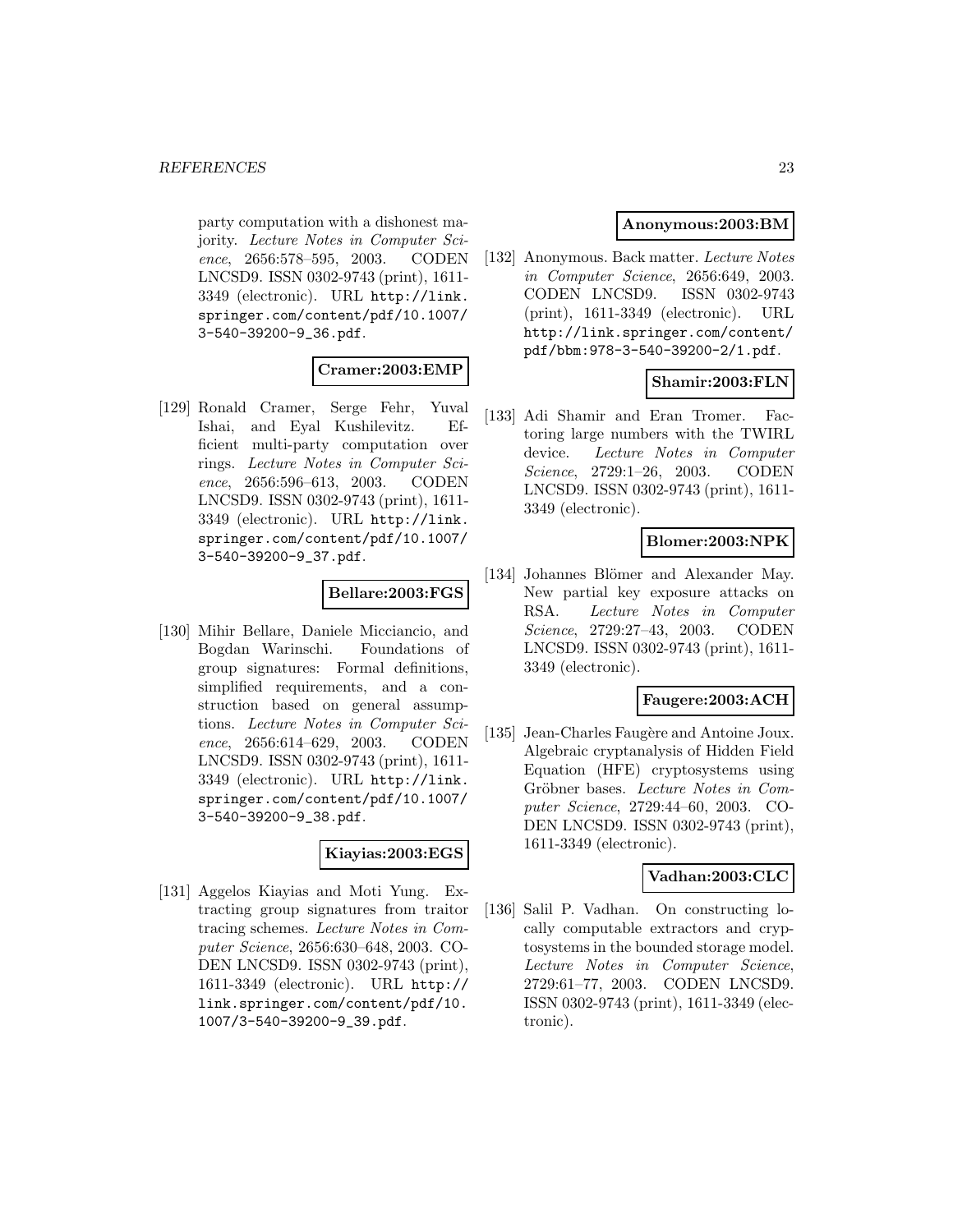party computation with a dishonest majority. *Lecture Notes in Computer Science*, 2656:578–595, 2003. CODEN LNCSD9. ISSN 0302-9743 (print), 1611-3349 (electronic). URL http://link.springer.com/content/pdf/10.1007/3-540-39200-9_36.pdf.

**Cramer:2003:EMP**

[129] Ronald Cramer, Serge Fehr, Yuval Ishai, and Eyal Kushilevitz. Efficient multi-party computation over rings. *Lecture Notes in Computer Science*, 2656:596–613, 2003. CODEN LNCSD9. ISSN 0302-9743 (print), 1611-3349 (electronic). URL http://link.springer.com/content/pdf/10.1007/3-540-39200-9_37.pdf.

**Bellare:2003:FGS**

[130] Mihir Bellare, Daniele Micciancio, and Bogdan Warinschi. Foundations of group signatures: Formal definitions, simplified requirements, and a construction based on general assumptions. *Lecture Notes in Computer Science*, 2656:614–629, 2003. CODEN LNCSD9. ISSN 0302-9743 (print), 1611-3349 (electronic). URL http://link.springer.com/content/pdf/10.1007/3-540-39200-9_38.pdf.

**Kiayias:2003:EGS**

[131] Aggelos Kiayias and Moti Yung. Extracting group signatures from traitor tracing schemes. *Lecture Notes in Computer Science*, 2656:630–648, 2003. CODEN LNCSD9. ISSN 0302-9743 (print), 1611-3349 (electronic). URL http://link.springer.com/content/pdf/10.1007/3-540-39200-9_39.pdf.

**Anonymous:2003:BM**

[132] Anonymous. Back matter. *Lecture Notes in Computer Science*, 2656:649, 2003. CODEN LNCSD9. ISSN 0302-9743 (print), 1611-3349 (electronic). URL http://link.springer.com/content/pdf/bbm:978-3-540-39200-2/1.pdf.

**Shamir:2003:FLN**

[133] Adi Shamir and Eran Tromer. Factoring large numbers with the TWIRL device. *Lecture Notes in Computer Science*, 2729:1–26, 2003. CODEN LNCSD9. ISSN 0302-9743 (print), 1611-3349 (electronic).

**Blomer:2003:NPK**

[134] Johannes Blömer and Alexander May. New partial key exposure attacks on RSA. *Lecture Notes in Computer Science*, 2729:27–43, 2003. CODEN LNCSD9. ISSN 0302-9743 (print), 1611-3349 (electronic).

**Faugere:2003:ACH**

[135] Jean-Charles Faugère and Antoine Joux. Algebraic cryptanalysis of Hidden Field Equation (HFE) cryptosystems using Gröbner bases. *Lecture Notes in Computer Science*, 2729:44–60, 2003. CODEN LNCSD9. ISSN 0302-9743 (print), 1611-3349 (electronic).

**Vadhan:2003:CLC**

[136] Salil P. Vadhan. On constructing locally computable extractors and cryptosystems in the bounded storage model. *Lecture Notes in Computer Science*, 2729:61–77, 2003. CODEN LNCSD9. ISSN 0302-9743 (print), 1611-3349 (electronic).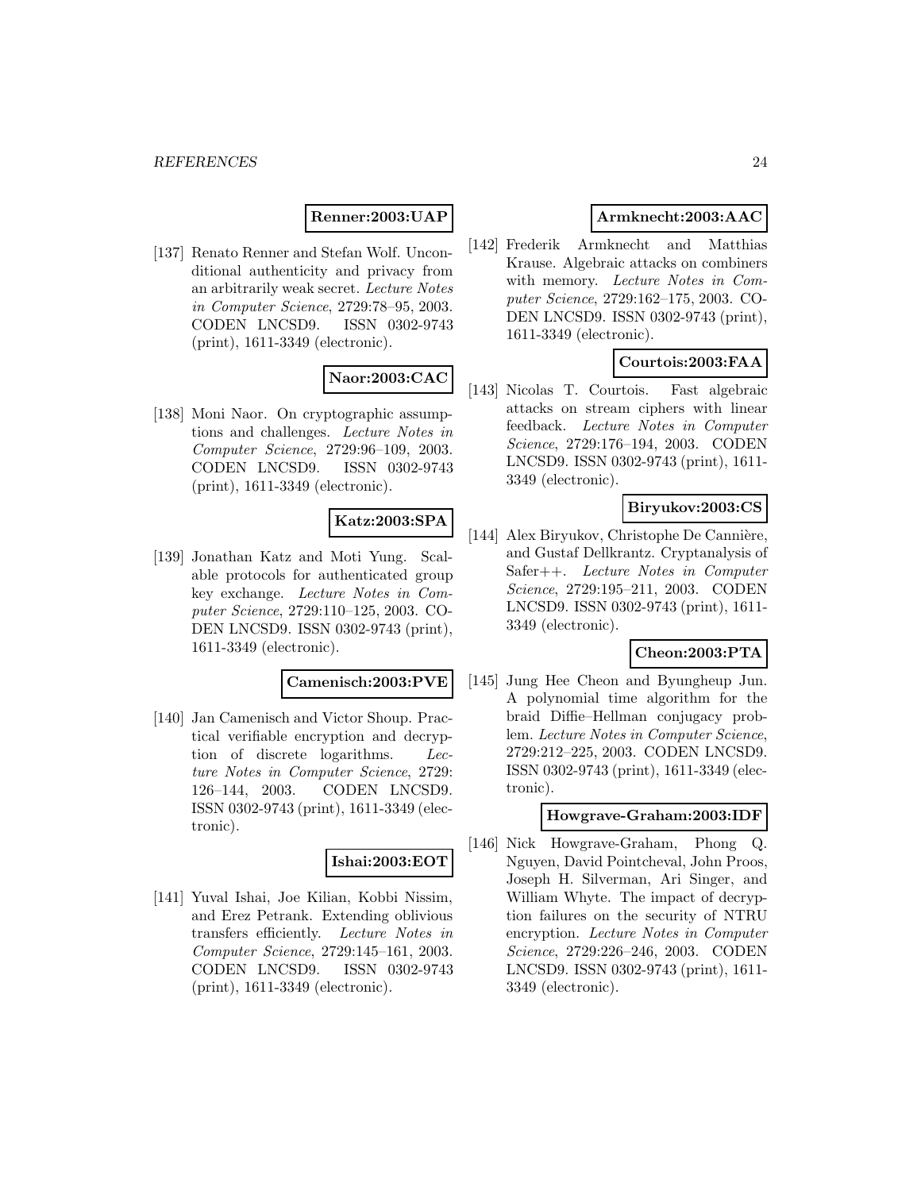**Renner:2003:UAP**

[137] Renato Renner and Stefan Wolf. Unconditional authenticity and privacy from an arbitrarily weak secret. *Lecture Notes in Computer Science*, 2729:78–95, 2003. CODEN LNCSD9. ISSN 0302-9743 (print), 1611-3349 (electronic).

**Naor:2003:CAC**

[138] Moni Naor. On cryptographic assumptions and challenges. *Lecture Notes in Computer Science*, 2729:96–109, 2003. CODEN LNCSD9. ISSN 0302-9743 (print), 1611-3349 (electronic).

**Katz:2003:SPA**

[139] Jonathan Katz and Moti Yung. Scalable protocols for authenticated group key exchange. *Lecture Notes in Computer Science*, 2729:110–125, 2003. CODEN LNCSD9. ISSN 0302-9743 (print), 1611-3349 (electronic).

**Camenisch:2003:PVE**

[140] Jan Camenisch and Victor Shoup. Practical verifiable encryption and decryption of discrete logarithms. *Lecture Notes in Computer Science*, 2729: 126–144, 2003. CODEN LNCSD9. ISSN 0302-9743 (print), 1611-3349 (electronic).

**Ishai:2003:EOT**

[141] Yuval Ishai, Joe Kilian, Kobbi Nissim, and Erez Petrank. Extending oblivious transfers efficiently. *Lecture Notes in Computer Science*, 2729:145–161, 2003. CODEN LNCSD9. ISSN 0302-9743 (print), 1611-3349 (electronic).

**Armknecht:2003:AAC**

[142] Frederik Armknecht and Matthias Krause. Algebraic attacks on combiners with memory. *Lecture Notes in Computer Science*, 2729:162–175, 2003. CODEN LNCSD9. ISSN 0302-9743 (print), 1611-3349 (electronic).

**Courtois:2003:FAA**

[143] Nicolas T. Courtois. Fast algebraic attacks on stream ciphers with linear feedback. *Lecture Notes in Computer Science*, 2729:176–194, 2003. CODEN LNCSD9. ISSN 0302-9743 (print), 1611-3349 (electronic).

**Biryukov:2003:CS**

[144] Alex Biryukov, Christophe De Cannière, and Gustaf Dellkrantz. Cryptanalysis of Safer++. *Lecture Notes in Computer Science*, 2729:195–211, 2003. CODEN LNCSD9. ISSN 0302-9743 (print), 1611-3349 (electronic).

**Cheon:2003:PTA**

[145] Jung Hee Cheon and Byungheup Jun. A polynomial time algorithm for the braid Diffie–Hellman conjugacy problem. *Lecture Notes in Computer Science*, 2729:212–225, 2003. CODEN LNCSD9. ISSN 0302-9743 (print), 1611-3349 (electronic).

**Howgrave-Graham:2003:IDF**

[146] Nick Howgrave-Graham, Phong Q. Nguyen, David Pointcheval, John Proos, Joseph H. Silverman, Ari Singer, and William Whyte. The impact of decryption failures on the security of NTRU encryption. *Lecture Notes in Computer Science*, 2729:226–246, 2003. CODEN LNCSD9. ISSN 0302-9743 (print), 1611-3349 (electronic).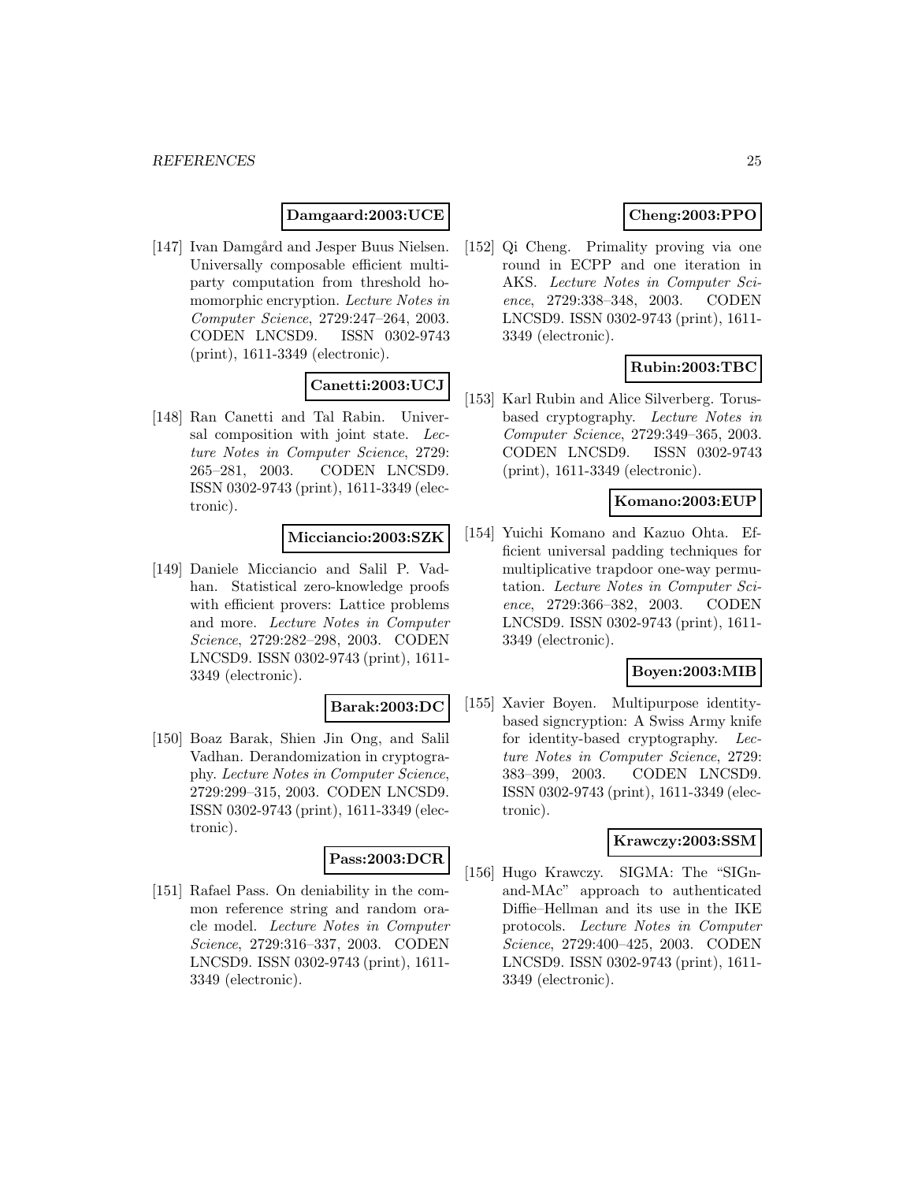**Damgaard:2003:UCE**

[147] Ivan Damgård and Jesper Buus Nielsen. Universally composable efficient multiparty computation from threshold homomorphic encryption. *Lecture Notes in Computer Science*, 2729:247–264, 2003. CODEN LNCSD9. ISSN 0302-9743 (print), 1611-3349 (electronic).

**Canetti:2003:UCJ**

[148] Ran Canetti and Tal Rabin. Universal composition with joint state. *Lecture Notes in Computer Science*, 2729: 265–281, 2003. CODEN LNCSD9. ISSN 0302-9743 (print), 1611-3349 (electronic).

**Micciancio:2003:SZK**

[149] Daniele Micciancio and Salil P. Vadhan. Statistical zero-knowledge proofs with efficient provers: Lattice problems and more. *Lecture Notes in Computer Science*, 2729:282–298, 2003. CODEN LNCSD9. ISSN 0302-9743 (print), 1611-3349 (electronic).

**Barak:2003:DC**

[150] Boaz Barak, Shien Jin Ong, and Salil Vadhan. Derandomization in cryptography. *Lecture Notes in Computer Science*, 2729:299–315, 2003. CODEN LNCSD9. ISSN 0302-9743 (print), 1611-3349 (electronic).

**Pass:2003:DCR**

[151] Rafael Pass. On deniability in the common reference string and random oracle model. *Lecture Notes in Computer Science*, 2729:316–337, 2003. CODEN LNCSD9. ISSN 0302-9743 (print), 1611-3349 (electronic).

**Cheng:2003:PPO**

[152] Qi Cheng. Primality proving via one round in ECPP and one iteration in AKS. *Lecture Notes in Computer Science*, 2729:338–348, 2003. CODEN LNCSD9. ISSN 0302-9743 (print), 1611-3349 (electronic).

**Rubin:2003:TBC**

[153] Karl Rubin and Alice Silverberg. Torus-based cryptography. *Lecture Notes in Computer Science*, 2729:349–365, 2003. CODEN LNCSD9. ISSN 0302-9743 (print), 1611-3349 (electronic).

**Komano:2003:EUP**

[154] Yuichi Komano and Kazuo Ohta. Efficient universal padding techniques for multiplicative trapdoor one-way permutation. *Lecture Notes in Computer Science*, 2729:366–382, 2003. CODEN LNCSD9. ISSN 0302-9743 (print), 1611-3349 (electronic).

**Boyen:2003:MIB**

[155] Xavier Boyen. Multipurpose identity-based signcryption: A Swiss Army knife for identity-based cryptography. *Lecture Notes in Computer Science*, 2729: 383–399, 2003. CODEN LNCSD9. ISSN 0302-9743 (print), 1611-3349 (electronic).

**Krawczy:2003:SSM**

[156] Hugo Krawczy. SIGMA: The "SIGn-and-MAc" approach to authenticated Diffie–Hellman and its use in the IKE protocols. *Lecture Notes in Computer Science*, 2729:400–425, 2003. CODEN LNCSD9. ISSN 0302-9743 (print), 1611-3349 (electronic).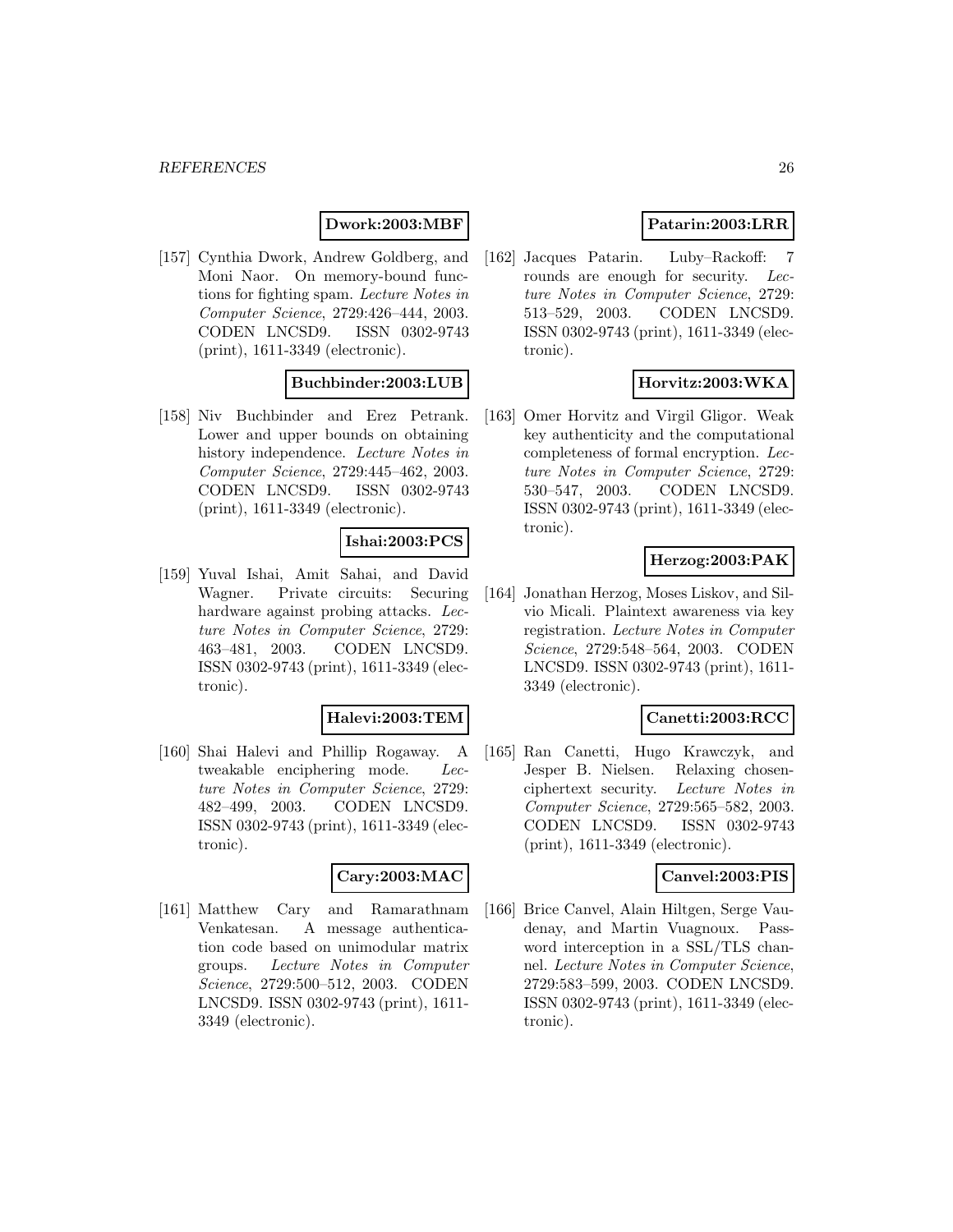**Dwork:2003:MBF**

[157] Cynthia Dwork, Andrew Goldberg, and Moni Naor. On memory-bound functions for fighting spam. *Lecture Notes in Computer Science*, 2729:426–444, 2003. CODEN LNCSD9. ISSN 0302-9743 (print), 1611-3349 (electronic).

**Buchbinder:2003:LUB**

[158] Niv Buchbinder and Erez Petrank. Lower and upper bounds on obtaining history independence. *Lecture Notes in Computer Science*, 2729:445–462, 2003. CODEN LNCSD9. ISSN 0302-9743 (print), 1611-3349 (electronic).

**Ishai:2003:PCS**

[159] Yuval Ishai, Amit Sahai, and David Wagner. Private circuits: Securing hardware against probing attacks. *Lecture Notes in Computer Science*, 2729: 463–481, 2003. CODEN LNCSD9. ISSN 0302-9743 (print), 1611-3349 (electronic).

**Halevi:2003:TEM**

[160] Shai Halevi and Phillip Rogaway. A tweakable enciphering mode. *Lecture Notes in Computer Science*, 2729: 482–499, 2003. CODEN LNCSD9. ISSN 0302-9743 (print), 1611-3349 (electronic).

**Cary:2003:MAC**

[161] Matthew Cary and Ramarathnam Venkatesan. A message authentication code based on unimodular matrix groups. *Lecture Notes in Computer Science*, 2729:500–512, 2003. CODEN LNCSD9. ISSN 0302-9743 (print), 1611-3349 (electronic).

**Patarin:2003:LRR**

[162] Jacques Patarin. Luby–Rackoff: 7 rounds are enough for security. *Lecture Notes in Computer Science*, 2729: 513–529, 2003. CODEN LNCSD9. ISSN 0302-9743 (print), 1611-3349 (electronic).

**Horvitz:2003:WKA**

[163] Omer Horvitz and Virgil Gligor. Weak key authenticity and the computational completeness of formal encryption. *Lecture Notes in Computer Science*, 2729: 530–547, 2003. CODEN LNCSD9. ISSN 0302-9743 (print), 1611-3349 (electronic).

**Herzog:2003:PAK**

[164] Jonathan Herzog, Moses Liskov, and Silvio Micali. Plaintext awareness via key registration. *Lecture Notes in Computer Science*, 2729:548–564, 2003. CODEN LNCSD9. ISSN 0302-9743 (print), 1611-3349 (electronic).

**Canetti:2003:RCC**

[165] Ran Canetti, Hugo Krawczyk, and Jesper B. Nielsen. Relaxing chosen-ciphertext security. *Lecture Notes in Computer Science*, 2729:565–582, 2003. CODEN LNCSD9. ISSN 0302-9743 (print), 1611-3349 (electronic).

**Canvel:2003:PIS**

[166] Brice Canvel, Alain Hiltgen, Serge Vaudenay, and Martin Vuagnoux. Password interception in a SSL/TLS channel. *Lecture Notes in Computer Science*, 2729:583–599, 2003. CODEN LNCSD9. ISSN 0302-9743 (print), 1611-3349 (electronic).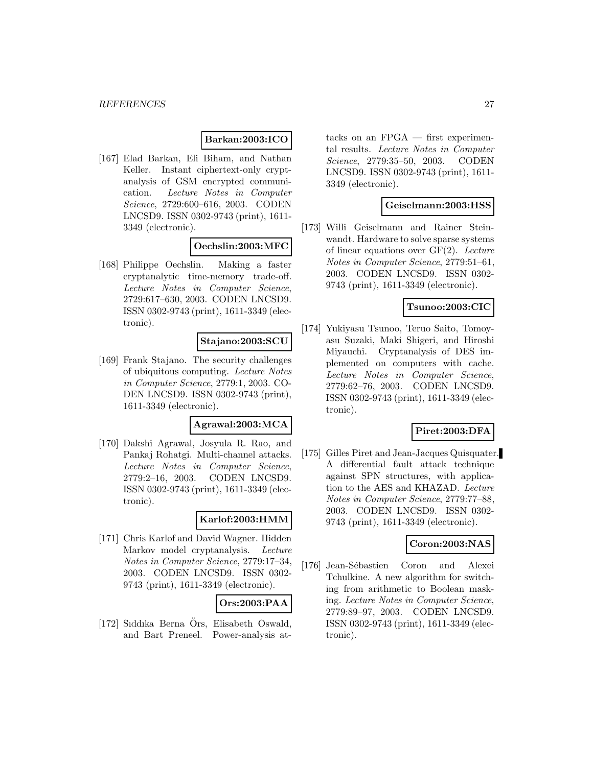**Barkan:2003:ICO**

[167] Elad Barkan, Eli Biham, and Nathan Keller. Instant ciphertext-only cryptanalysis of GSM encrypted communication. *Lecture Notes in Computer Science*, 2729:600–616, 2003. CODEN LNCSD9. ISSN 0302-9743 (print), 1611-3349 (electronic).

**Oechslin:2003:MFC**

[168] Philippe Oechslin. Making a faster cryptanalytic time-memory trade-off. *Lecture Notes in Computer Science*, 2729:617–630, 2003. CODEN LNCSD9. ISSN 0302-9743 (print), 1611-3349 (electronic).

**Stajano:2003:SCU**

[169] Frank Stajano. The security challenges of ubiquitous computing. *Lecture Notes in Computer Science*, 2779:1, 2003. CODEN LNCSD9. ISSN 0302-9743 (print), 1611-3349 (electronic).

**Agrawal:2003:MCA**

[170] Dakshi Agrawal, Josyula R. Rao, and Pankaj Rohatgi. Multi-channel attacks. *Lecture Notes in Computer Science*, 2779:2–16, 2003. CODEN LNCSD9. ISSN 0302-9743 (print), 1611-3349 (electronic).

**Karlof:2003:HMM**

[171] Chris Karlof and David Wagner. Hidden Markov model cryptanalysis. *Lecture Notes in Computer Science*, 2779:17–34, 2003. CODEN LNCSD9. ISSN 0302-9743 (print), 1611-3349 (electronic).

**Ors:2003:PAA**

[172] Sıddıka Berna Örs, Elisabeth Oswald, and Bart Preneel. Power-analysis attacks on an FPGA — first experimental results. *Lecture Notes in Computer Science*, 2779:35–50, 2003. CODEN LNCSD9. ISSN 0302-9743 (print), 1611-3349 (electronic).

**Geiselmann:2003:HSS**

[173] Willi Geiselmann and Rainer Steinwandt. Hardware to solve sparse systems of linear equations over GF(2). *Lecture Notes in Computer Science*, 2779:51–61, 2003. CODEN LNCSD9. ISSN 0302-9743 (print), 1611-3349 (electronic).

**Tsunoo:2003:CIC**

[174] Yukiyasu Tsunoo, Teruo Saito, Tomoyasu Suzaki, Maki Shigeri, and Hiroshi Miyauchi. Cryptanalysis of DES implemented on computers with cache. *Lecture Notes in Computer Science*, 2779:62–76, 2003. CODEN LNCSD9. ISSN 0302-9743 (print), 1611-3349 (electronic).

**Piret:2003:DFA**

[175] Gilles Piret and Jean-Jacques Quisquater. A differential fault attack technique against SPN structures, with application to the AES and KHAZAD. *Lecture Notes in Computer Science*, 2779:77–88, 2003. CODEN LNCSD9. ISSN 0302-9743 (print), 1611-3349 (electronic).

**Coron:2003:NAS**

[176] Jean-Sébastien Coron and Alexei Tchulkine. A new algorithm for switching from arithmetic to Boolean masking. *Lecture Notes in Computer Science*, 2779:89–97, 2003. CODEN LNCSD9. ISSN 0302-9743 (print), 1611-3349 (electronic).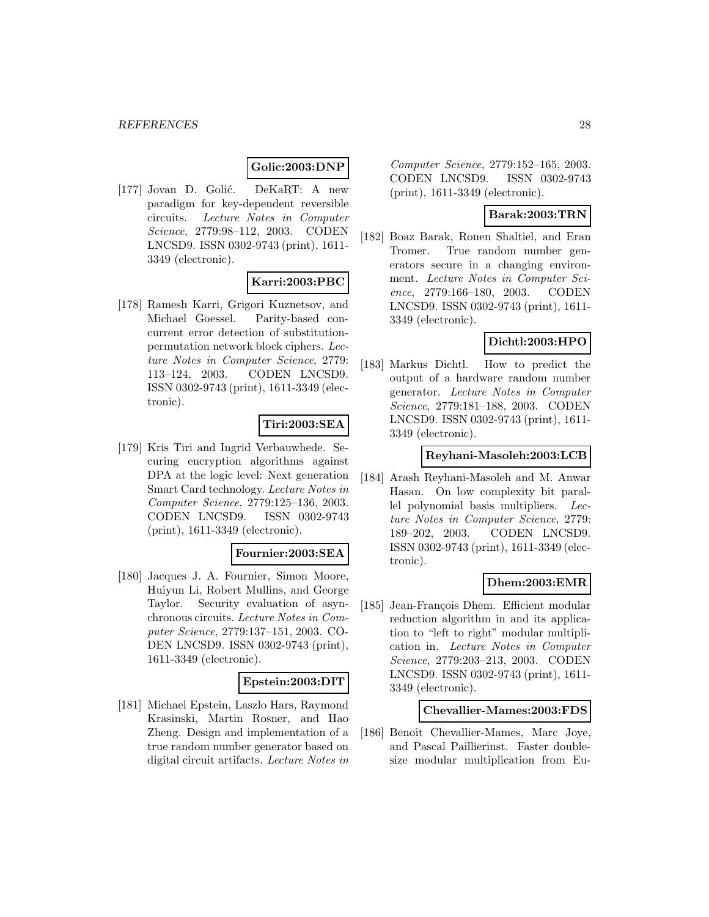**Golic:2003:DNP**

[177] Jovan D. Golić. DeKaRT: A new paradigm for key-dependent reversible circuits. *Lecture Notes in Computer Science*, 2779:98–112, 2003. CODEN LNCSD9. ISSN 0302-9743 (print), 1611-3349 (electronic).

**Karri:2003:PBC**

[178] Ramesh Karri, Grigori Kuznetsov, and Michael Goessel. Parity-based concurrent error detection of substitution-permutation network block ciphers. *Lecture Notes in Computer Science*, 2779: 113–124, 2003. CODEN LNCSD9. ISSN 0302-9743 (print), 1611-3349 (electronic).

**Tiri:2003:SEA**

[179] Kris Tiri and Ingrid Verbauwhede. Securing encryption algorithms against DPA at the logic level: Next generation Smart Card technology. *Lecture Notes in Computer Science*, 2779:125–136, 2003. CODEN LNCSD9. ISSN 0302-9743 (print), 1611-3349 (electronic).

**Fournier:2003:SEA**

[180] Jacques J. A. Fournier, Simon Moore, Huiyun Li, Robert Mullins, and George Taylor. Security evaluation of asynchronous circuits. *Lecture Notes in Computer Science*, 2779:137–151, 2003. CODEN LNCSD9. ISSN 0302-9743 (print), 1611-3349 (electronic).

**Epstein:2003:DIT**

[181] Michael Epstein, Laszlo Hars, Raymond Krasinski, Martin Rosner, and Hao Zheng. Design and implementation of a true random number generator based on digital circuit artifacts. *Lecture Notes in Computer Science*, 2779:152–165, 2003. CODEN LNCSD9. ISSN 0302-9743 (print), 1611-3349 (electronic).

**Barak:2003:TRN**

[182] Boaz Barak, Ronen Shaltiel, and Eran Tromer. True random number generators secure in a changing environment. *Lecture Notes in Computer Science*, 2779:166–180, 2003. CODEN LNCSD9. ISSN 0302-9743 (print), 1611-3349 (electronic).

**Dichtl:2003:HPO**

[183] Markus Dichtl. How to predict the output of a hardware random number generator. *Lecture Notes in Computer Science*, 2779:181–188, 2003. CODEN LNCSD9. ISSN 0302-9743 (print), 1611-3349 (electronic).

**Reyhani-Masoleh:2003:LCB**

[184] Arash Reyhani-Masoleh and M. Anwar Hasan. On low complexity bit parallel polynomial basis multipliers. *Lecture Notes in Computer Science*, 2779: 189–202, 2003. CODEN LNCSD9. ISSN 0302-9743 (print), 1611-3349 (electronic).

**Dhem:2003:EMR**

[185] Jean-François Dhem. Efficient modular reduction algorithm in and its application to "left to right" modular multiplication in. *Lecture Notes in Computer Science*, 2779:203–213, 2003. CODEN LNCSD9. ISSN 0302-9743 (print), 1611-3349 (electronic).

**Chevallier-Mames:2003:FDS**

[186] Benoît Chevallier-Mames, Marc Joye, and Pascal Paillierinst. Faster double-size modular multiplication from Eu-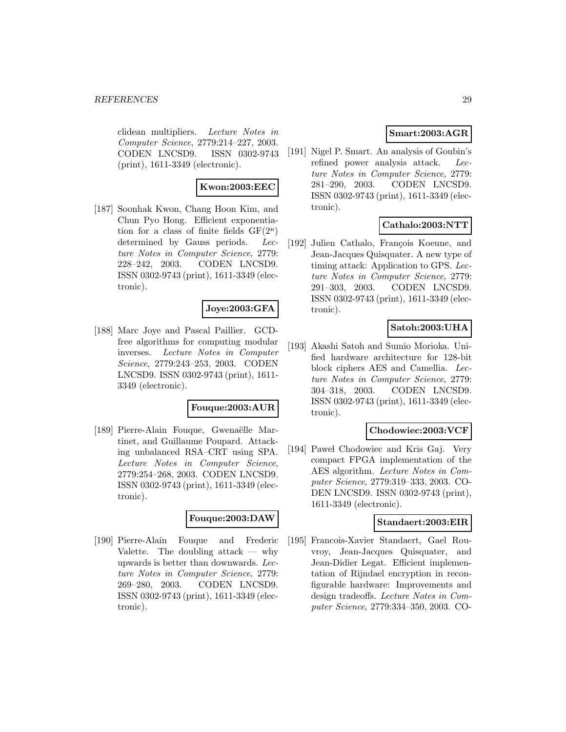clidean multipliers. *Lecture Notes in Computer Science*, 2779:214–227, 2003. CODEN LNCSD9. ISSN 0302-9743 (print), 1611-3349 (electronic).

**Kwon:2003:EEC**

[187] Soonhak Kwon, Chang Hoon Kim, and Chun Pyo Hong. Efficient exponentiation for a class of finite fields $GF(2^n)$ determined by Gauss periods. *Lecture Notes in Computer Science*, 2779: 228–242, 2003. CODEN LNCSD9. ISSN 0302-9743 (print), 1611-3349 (electronic).

**Joye:2003:GFA**

[188] Marc Joye and Pascal Paillier. GCD-free algorithms for computing modular inverses. *Lecture Notes in Computer Science*, 2779:243–253, 2003. CODEN LNCSD9. ISSN 0302-9743 (print), 1611-3349 (electronic).

**Fouque:2003:AUR**

[189] Pierre-Alain Fouque, Gwenaëlle Martinet, and Guillaume Poupard. Attacking unbalanced RSA–CRT using SPA. *Lecture Notes in Computer Science*, 2779:254–268, 2003. CODEN LNCSD9. ISSN 0302-9743 (print), 1611-3349 (electronic).

**Fouque:2003:DAW**

[190] Pierre-Alain Fouque and Frederic Valette. The doubling attack — why upwards is better than downwards. *Lecture Notes in Computer Science*, 2779: 269–280, 2003. CODEN LNCSD9. ISSN 0302-9743 (print), 1611-3349 (electronic).

**Smart:2003:AGR**

[191] Nigel P. Smart. An analysis of Goubin's refined power analysis attack. *Lecture Notes in Computer Science*, 2779: 281–290, 2003. CODEN LNCSD9. ISSN 0302-9743 (print), 1611-3349 (electronic).

**Cathalo:2003:NTT**

[192] Julien Cathalo, François Koeune, and Jean-Jacques Quisquater. A new type of timing attack: Application to GPS. *Lecture Notes in Computer Science*, 2779: 291–303, 2003. CODEN LNCSD9. ISSN 0302-9743 (print), 1611-3349 (electronic).

**Satoh:2003:UHA**

[193] Akashi Satoh and Sumio Morioka. Unified hardware architecture for 128-bit block ciphers AES and Camellia. *Lecture Notes in Computer Science*, 2779: 304–318, 2003. CODEN LNCSD9. ISSN 0302-9743 (print), 1611-3349 (electronic).

**Chodowiec:2003:VCF**

[194] Paweł Chodowiec and Kris Gaj. Very compact FPGA implementation of the AES algorithm. *Lecture Notes in Computer Science*, 2779:319–333, 2003. CODEN LNCSD9. ISSN 0302-9743 (print), 1611-3349 (electronic).

**Standaert:2003:EIR**

[195] Francois-Xavier Standaert, Gael Rouvroy, Jean-Jacques Quisquater, and Jean-Didier Legat. Efficient implementation of Rijndael encryption in reconfigurable hardware: Improvements and design tradeoffs. *Lecture Notes in Computer Science*, 2779:334–350, 2003. CO-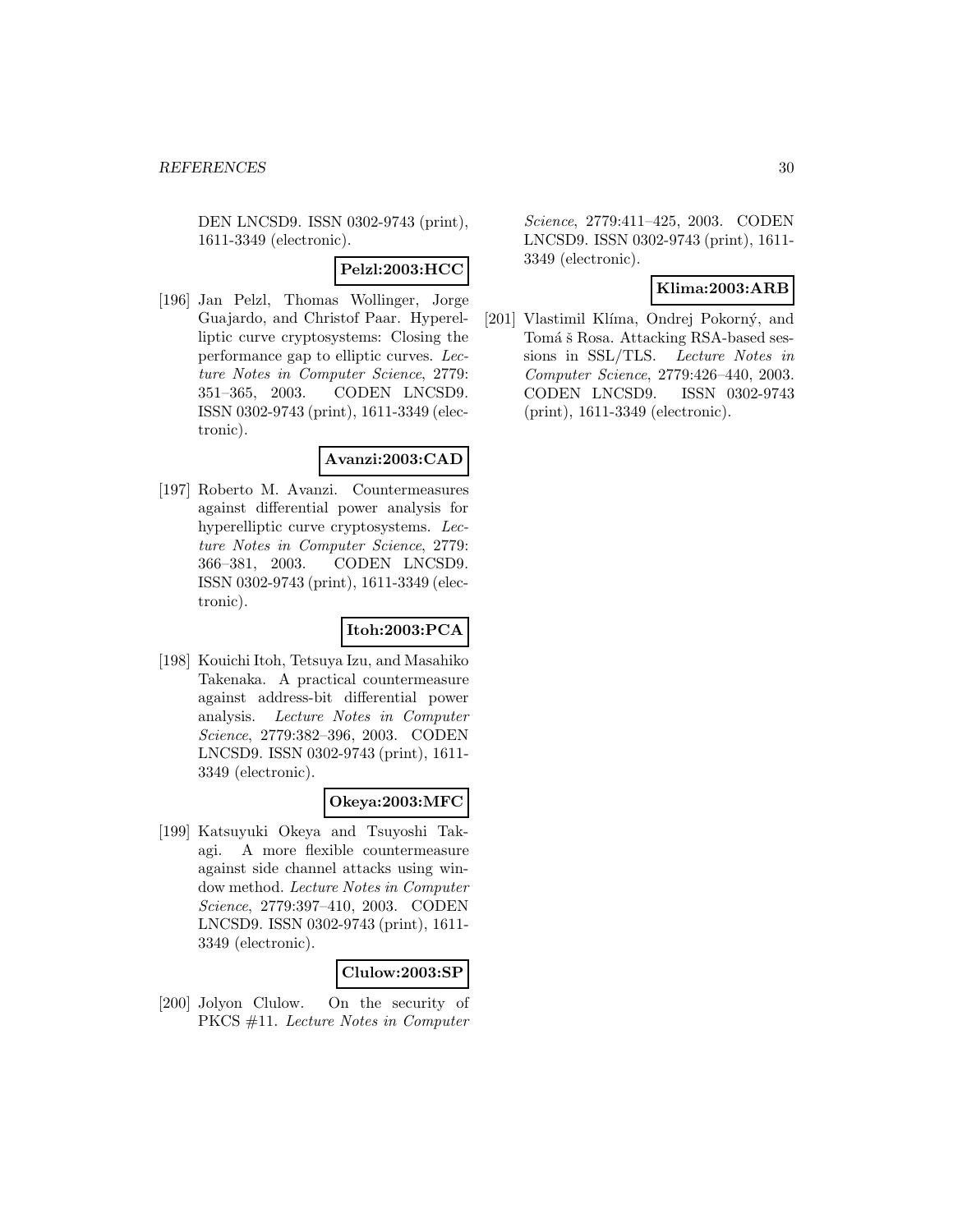DEN LNCSD9. ISSN 0302-9743 (print), 1611-3349 (electronic).

**Pelzl:2003:HCC**

[196] Jan Pelzl, Thomas Wollinger, Jorge Guajardo, and Christof Paar. Hyperelliptic curve cryptosystems: Closing the performance gap to elliptic curves. *Lecture Notes in Computer Science*, 2779: 351–365, 2003. CODEN LNCSD9. ISSN 0302-9743 (print), 1611-3349 (electronic).

**Avanzi:2003:CAD**

[197] Roberto M. Avanzi. Countermeasures against differential power analysis for hyperelliptic curve cryptosystems. *Lecture Notes in Computer Science*, 2779: 366–381, 2003. CODEN LNCSD9. ISSN 0302-9743 (print), 1611-3349 (electronic).

**Itoh:2003:PCA**

[198] Kouichi Itoh, Tetsuya Izu, and Masahiko Takenaka. A practical countermeasure against address-bit differential power analysis. *Lecture Notes in Computer Science*, 2779:382–396, 2003. CODEN LNCSD9. ISSN 0302-9743 (print), 1611-3349 (electronic).

**Okeya:2003:MFC**

[199] Katsuyuki Okeya and Tsuyoshi Takagi. A more flexible countermeasure against side channel attacks using window method. *Lecture Notes in Computer Science*, 2779:397–410, 2003. CODEN LNCSD9. ISSN 0302-9743 (print), 1611-3349 (electronic).

**Clulow:2003:SP**

[200] Jolyon Clulow. On the security of PKCS #11. *Lecture Notes in Computer Science*, 2779:411–425, 2003. CODEN LNCSD9. ISSN 0302-9743 (print), 1611-3349 (electronic).

**Klima:2003:ARB**

[201] Vlastimil Klíma, Ondrej Pokorný, and Tomá š Rosa. Attacking RSA-based sessions in SSL/TLS. *Lecture Notes in Computer Science*, 2779:426–440, 2003. CODEN LNCSD9. ISSN 0302-9743 (print), 1611-3349 (electronic).